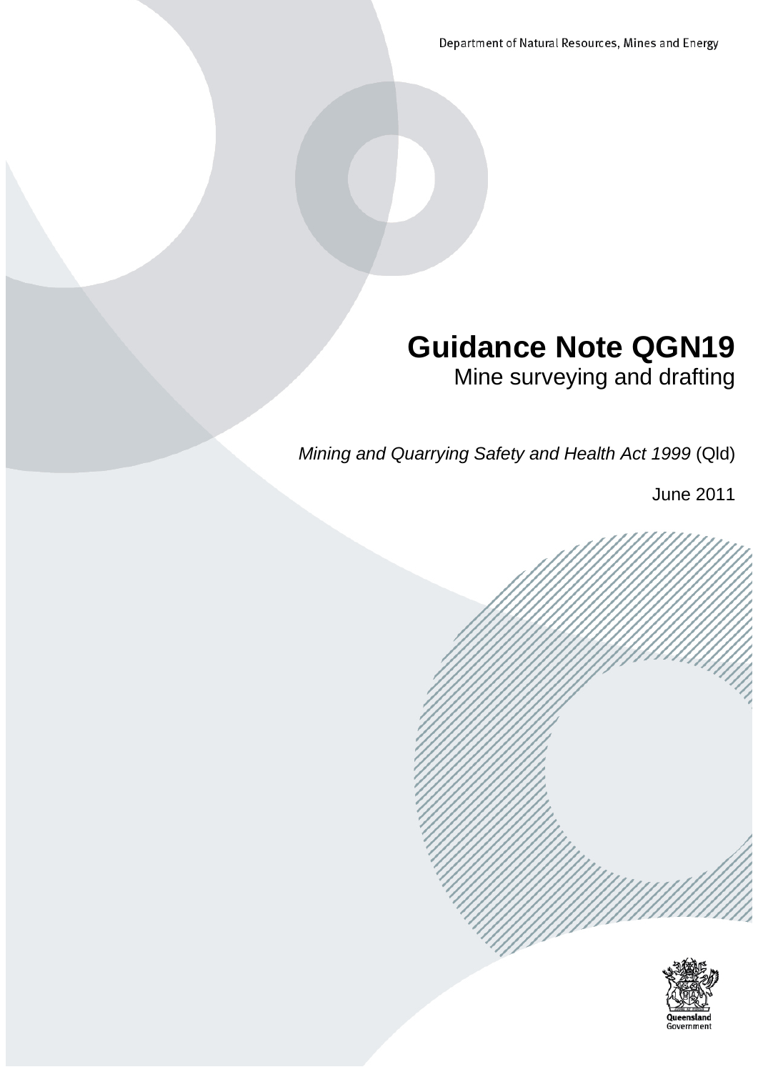Department of Natural Resources, Mines and Energy

# Guidance Note QGN19

## Mine surveying and drafting

*Mining and Quarrying Safety and Health Act 1999* (Qld)

June 2011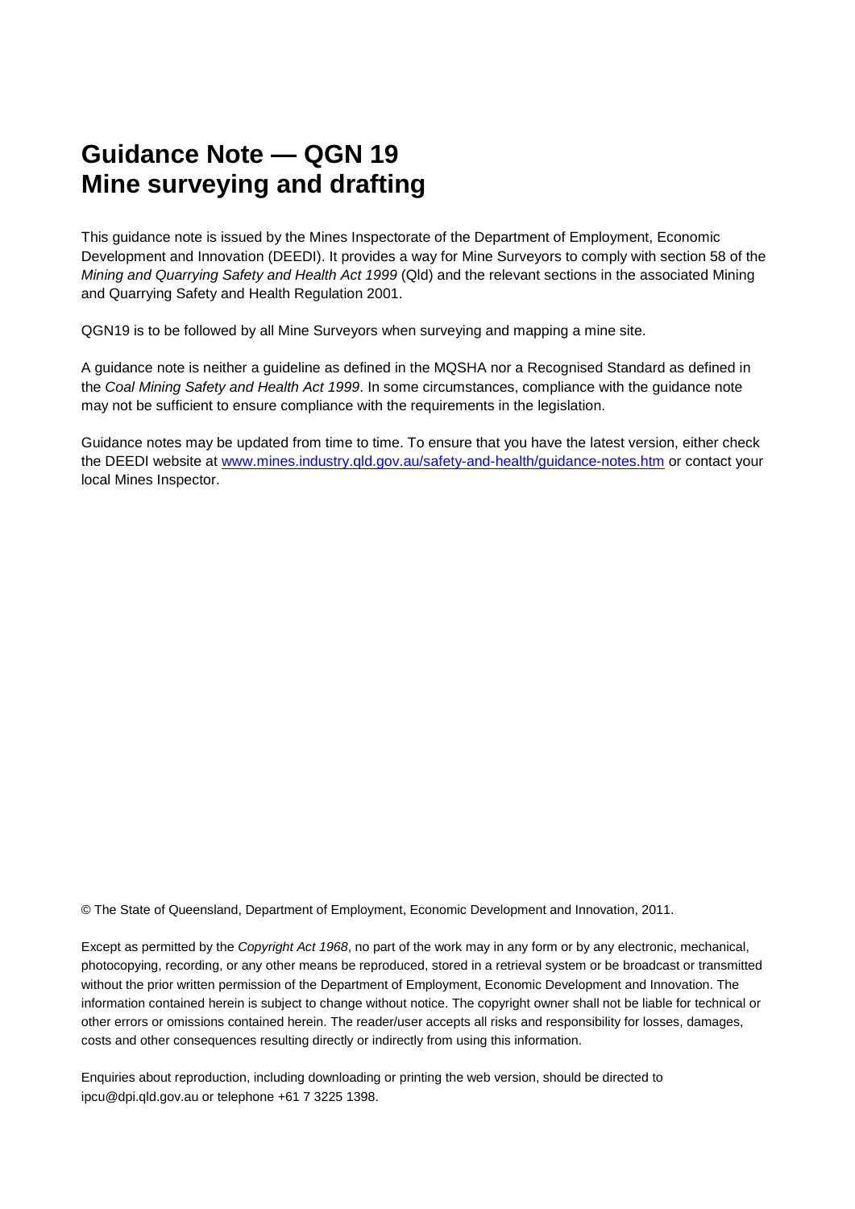# Guidance Note — QGN 19
# Mine surveying and drafting

This guidance note is issued by the Mines Inspectorate of the Department of Employment, Economic Development and Innovation (DEEDI). It provides a way for Mine Surveyors to comply with section 58 of the *Mining and Quarrying Safety and Health Act 1999* (Qld) and the relevant sections in the associated Mining and Quarrying Safety and Health Regulation 2001.

QGN19 is to be followed by all Mine Surveyors when surveying and mapping a mine site.

A guidance note is neither a guideline as defined in the MQSHA nor a Recognised Standard as defined in the *Coal Mining Safety and Health Act 1999*. In some circumstances, compliance with the guidance note may not be sufficient to ensure compliance with the requirements in the legislation.

Guidance notes may be updated from time to time. To ensure that you have the latest version, either check the DEEDI website at [www.mines.industry.qld.gov.au/safety-and-health/guidance-notes.htm](www.mines.industry.qld.gov.au/safety-and-health/guidance-notes.htm) or contact your local Mines Inspector.

© The State of Queensland, Department of Employment, Economic Development and Innovation, 2011.

Except as permitted by the *Copyright Act 1968*, no part of the work may in any form or by any electronic, mechanical, photocopying, recording, or any other means be reproduced, stored in a retrieval system or be broadcast or transmitted without the prior written permission of the Department of Employment, Economic Development and Innovation. The information contained herein is subject to change without notice. The copyright owner shall not be liable for technical or other errors or omissions contained herein. The reader/user accepts all risks and responsibility for losses, damages, costs and other consequences resulting directly or indirectly from using this information.

Enquiries about reproduction, including downloading or printing the web version, should be directed to ipcu@dpi.qld.gov.au or telephone +61 7 3225 1398.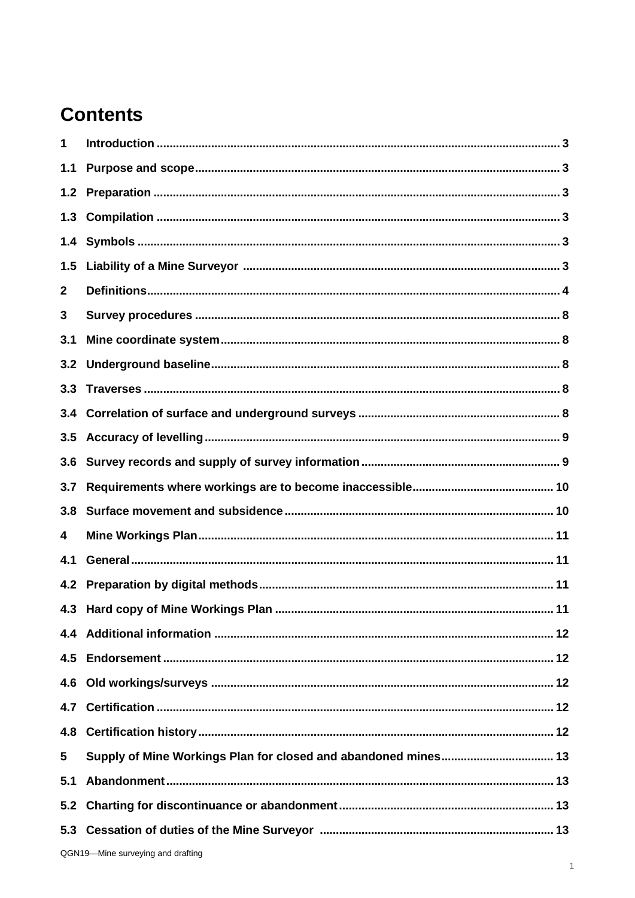# Contents

| | | |
|---|---|---|
| **1** | **Introduction** | **3** |
| **1.1** | **Purpose and scope** | **3** |
| **1.2** | **Preparation** | **3** |
| **1.3** | **Compilation** | **3** |
| **1.4** | **Symbols** | **3** |
| **1.5** | **Liability of a Mine Surveyor** | **3** |
| **2** | **Definitions** | **4** |
| **3** | **Survey procedures** | **8** |
| **3.1** | **Mine coordinate system** | **8** |
| **3.2** | **Underground baseline** | **8** |
| **3.3** | **Traverses** | **8** |
| **3.4** | **Correlation of surface and underground surveys** | **8** |
| **3.5** | **Accuracy of levelling** | **9** |
| **3.6** | **Survey records and supply of survey information** | **9** |
| **3.7** | **Requirements where workings are to become inaccessible** | **10** |
| **3.8** | **Surface movement and subsidence** | **10** |
| **4** | **Mine Workings Plan** | **11** |
| **4.1** | **General** | **11** |
| **4.2** | **Preparation by digital methods** | **11** |
| **4.3** | **Hard copy of Mine Workings Plan** | **11** |
| **4.4** | **Additional information** | **12** |
| **4.5** | **Endorsement** | **12** |
| **4.6** | **Old workings/surveys** | **12** |
| **4.7** | **Certification** | **12** |
| **4.8** | **Certification history** | **12** |
| **5** | **Supply of Mine Workings Plan for closed and abandoned mines** | **13** |
| **5.1** | **Abandonment** | **13** |
| **5.2** | **Charting for discontinuance or abandonment** | **13** |
| **5.3** | **Cessation of duties of the Mine Surveyor** | **13** |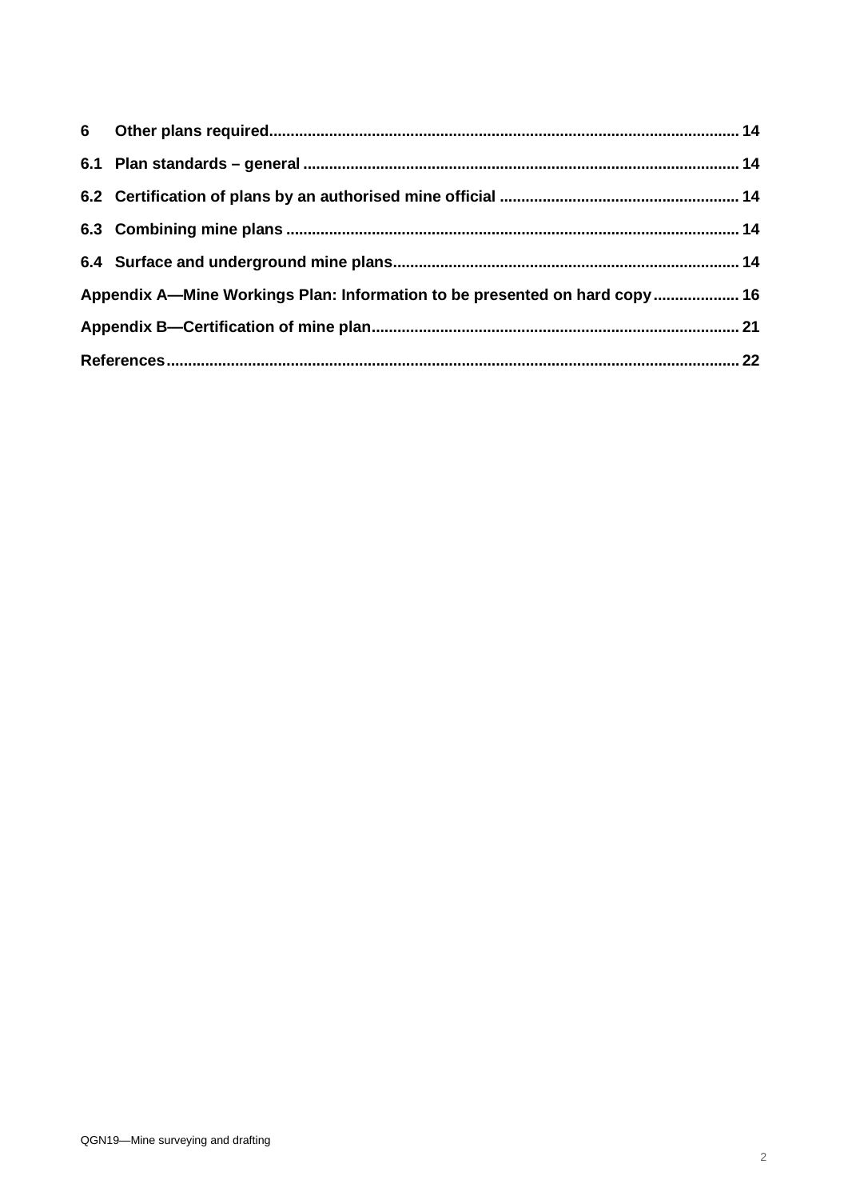6 Other plans required ... 14

6.1 Plan standards – general ... 14

6.2 Certification of plans by an authorised mine official ... 14

6.3 Combining mine plans ... 14

6.4 Surface and underground mine plans ... 14

Appendix A—Mine Workings Plan: Information to be presented on hard copy ... 16

Appendix B—Certification of mine plan ... 21

References ... 22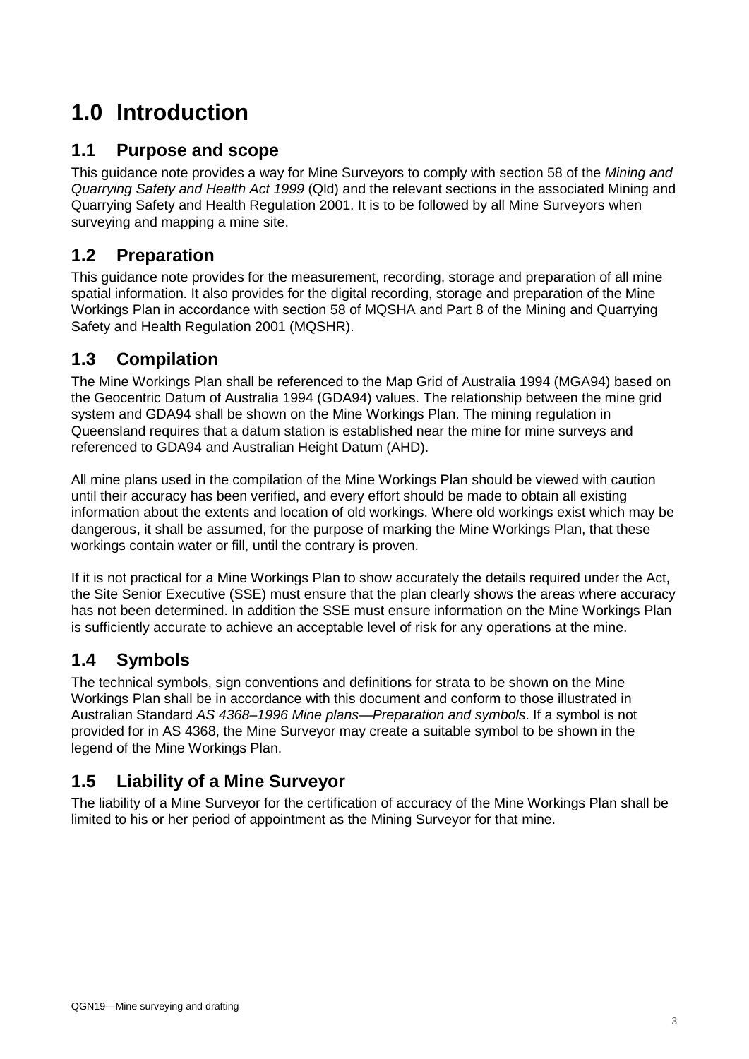# 1.0 Introduction

## 1.1 Purpose and scope

This guidance note provides a way for Mine Surveyors to comply with section 58 of the *Mining and Quarrying Safety and Health Act 1999* (Qld) and the relevant sections in the associated Mining and Quarrying Safety and Health Regulation 2001. It is to be followed by all Mine Surveyors when surveying and mapping a mine site.

## 1.2 Preparation

This guidance note provides for the measurement, recording, storage and preparation of all mine spatial information. It also provides for the digital recording, storage and preparation of the Mine Workings Plan in accordance with section 58 of MQSHA and Part 8 of the Mining and Quarrying Safety and Health Regulation 2001 (MQSHR).

## 1.3 Compilation

The Mine Workings Plan shall be referenced to the Map Grid of Australia 1994 (MGA94) based on the Geocentric Datum of Australia 1994 (GDA94) values. The relationship between the mine grid system and GDA94 shall be shown on the Mine Workings Plan. The mining regulation in Queensland requires that a datum station is established near the mine for mine surveys and referenced to GDA94 and Australian Height Datum (AHD).

All mine plans used in the compilation of the Mine Workings Plan should be viewed with caution until their accuracy has been verified, and every effort should be made to obtain all existing information about the extents and location of old workings. Where old workings exist which may be dangerous, it shall be assumed, for the purpose of marking the Mine Workings Plan, that these workings contain water or fill, until the contrary is proven.

If it is not practical for a Mine Workings Plan to show accurately the details required under the Act, the Site Senior Executive (SSE) must ensure that the plan clearly shows the areas where accuracy has not been determined. In addition the SSE must ensure information on the Mine Workings Plan is sufficiently accurate to achieve an acceptable level of risk for any operations at the mine.

## 1.4 Symbols

The technical symbols, sign conventions and definitions for strata to be shown on the Mine Workings Plan shall be in accordance with this document and conform to those illustrated in Australian Standard *AS 4368–1996 Mine plans—Preparation and symbols*. If a symbol is not provided for in AS 4368, the Mine Surveyor may create a suitable symbol to be shown in the legend of the Mine Workings Plan.

## 1.5 Liability of a Mine Surveyor

The liability of a Mine Surveyor for the certification of accuracy of the Mine Workings Plan shall be limited to his or her period of appointment as the Mining Surveyor for that mine.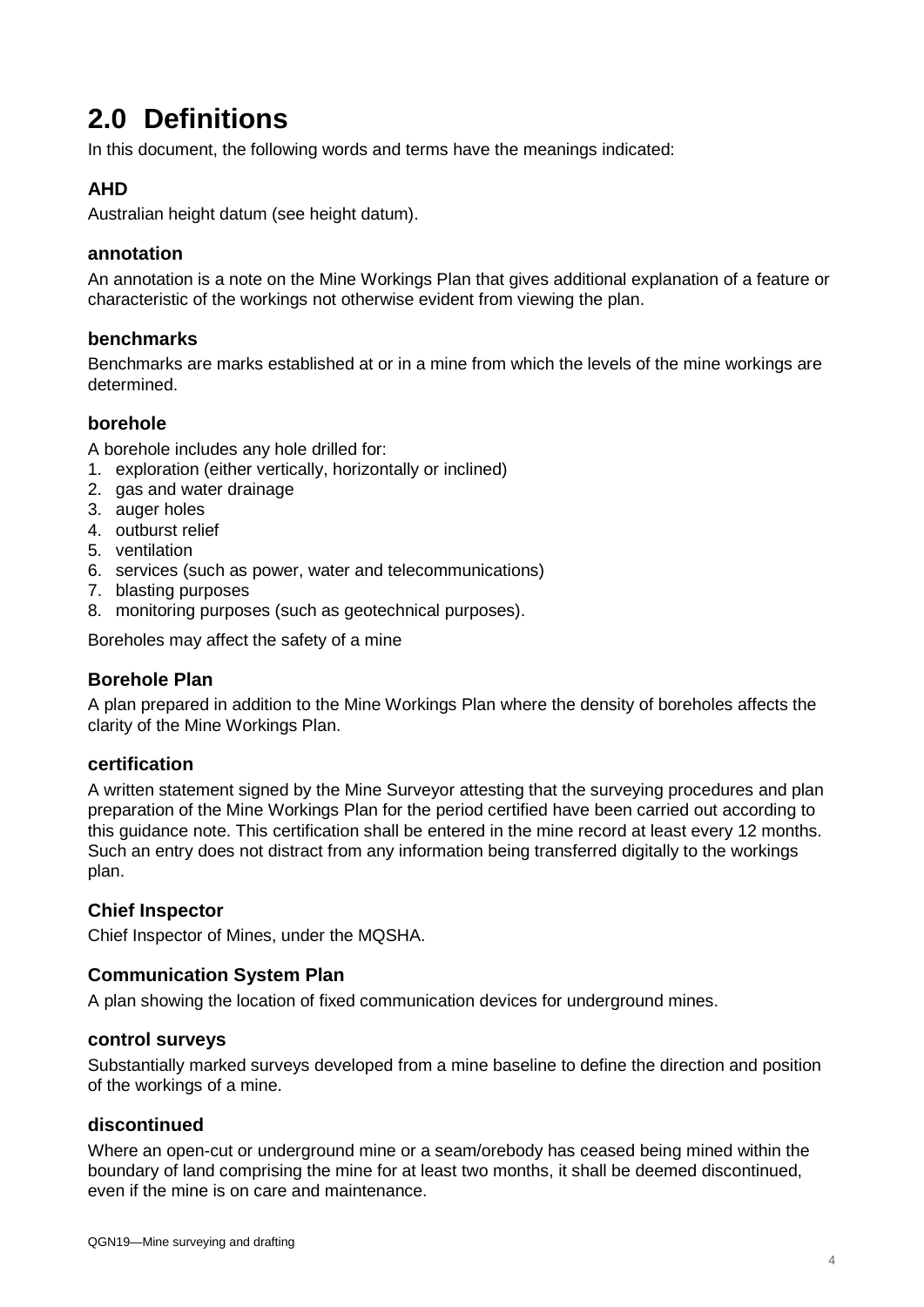# 2.0 Definitions

In this document, the following words and terms have the meanings indicated:

### AHD

Australian height datum (see height datum).

### annotation

An annotation is a note on the Mine Workings Plan that gives additional explanation of a feature or characteristic of the workings not otherwise evident from viewing the plan.

### benchmarks

Benchmarks are marks established at or in a mine from which the levels of the mine workings are determined.

### borehole

A borehole includes any hole drilled for:

1. exploration (either vertically, horizontally or inclined)
2. gas and water drainage
3. auger holes
4. outburst relief
5. ventilation
6. services (such as power, water and telecommunications)
7. blasting purposes
8. monitoring purposes (such as geotechnical purposes).

Boreholes may affect the safety of a mine

### Borehole Plan

A plan prepared in addition to the Mine Workings Plan where the density of boreholes affects the clarity of the Mine Workings Plan.

### certification

A written statement signed by the Mine Surveyor attesting that the surveying procedures and plan preparation of the Mine Workings Plan for the period certified have been carried out according to this guidance note. This certification shall be entered in the mine record at least every 12 months. Such an entry does not distract from any information being transferred digitally to the workings plan.

### Chief Inspector

Chief Inspector of Mines, under the MQSHA.

### Communication System Plan

A plan showing the location of fixed communication devices for underground mines.

### control surveys

Substantially marked surveys developed from a mine baseline to define the direction and position of the workings of a mine.

### discontinued

Where an open-cut or underground mine or a seam/orebody has ceased being mined within the boundary of land comprising the mine for at least two months, it shall be deemed discontinued, even if the mine is on care and maintenance.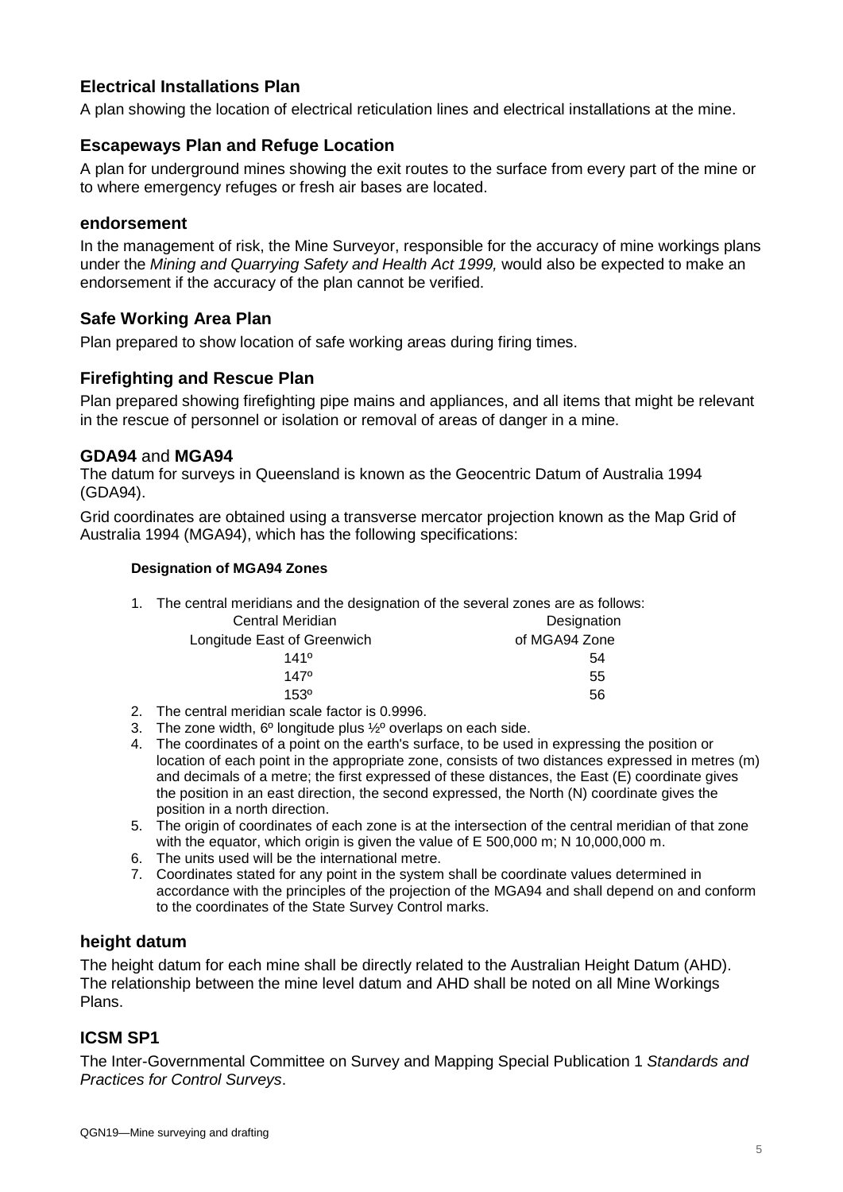## Electrical Installations Plan

A plan showing the location of electrical reticulation lines and electrical installations at the mine.

## Escapeways Plan and Refuge Location

A plan for underground mines showing the exit routes to the surface from every part of the mine or to where emergency refuges or fresh air bases are located.

## endorsement

In the management of risk, the Mine Surveyor, responsible for the accuracy of mine workings plans under the *Mining and Quarrying Safety and Health Act 1999,* would also be expected to make an endorsement if the accuracy of the plan cannot be verified.

## Safe Working Area Plan

Plan prepared to show location of safe working areas during firing times.

## Firefighting and Rescue Plan

Plan prepared showing firefighting pipe mains and appliances, and all items that might be relevant in the rescue of personnel or isolation or removal of areas of danger in a mine.

## GDA94 and MGA94

The datum for surveys in Queensland is known as the Geocentric Datum of Australia 1994 (GDA94).

Grid coordinates are obtained using a transverse mercator projection known as the Map Grid of Australia 1994 (MGA94), which has the following specifications:

#### Designation of MGA94 Zones

1. The central meridians and the designation of the several zones are as follows:

| Central Meridian Longitude East of Greenwich | Designation of MGA94 Zone |
|---|---|
| 141º | 54 |
| 147º | 55 |
| 153º | 56 |

2. The central meridian scale factor is 0.9996.
3. The zone width, 6º longitude plus ½º overlaps on each side.
4. The coordinates of a point on the earth's surface, to be used in expressing the position or location of each point in the appropriate zone, consists of two distances expressed in metres (m) and decimals of a metre; the first expressed of these distances, the East (E) coordinate gives the position in an east direction, the second expressed, the North (N) coordinate gives the position in a north direction.
5. The origin of coordinates of each zone is at the intersection of the central meridian of that zone with the equator, which origin is given the value of E 500,000 m; N 10,000,000 m.
6. The units used will be the international metre.
7. Coordinates stated for any point in the system shall be coordinate values determined in accordance with the principles of the projection of the MGA94 and shall depend on and conform to the coordinates of the State Survey Control marks.

## height datum

The height datum for each mine shall be directly related to the Australian Height Datum (AHD). The relationship between the mine level datum and AHD shall be noted on all Mine Workings Plans.

## ICSM SP1

The Inter-Governmental Committee on Survey and Mapping Special Publication 1 *Standards and Practices for Control Surveys*.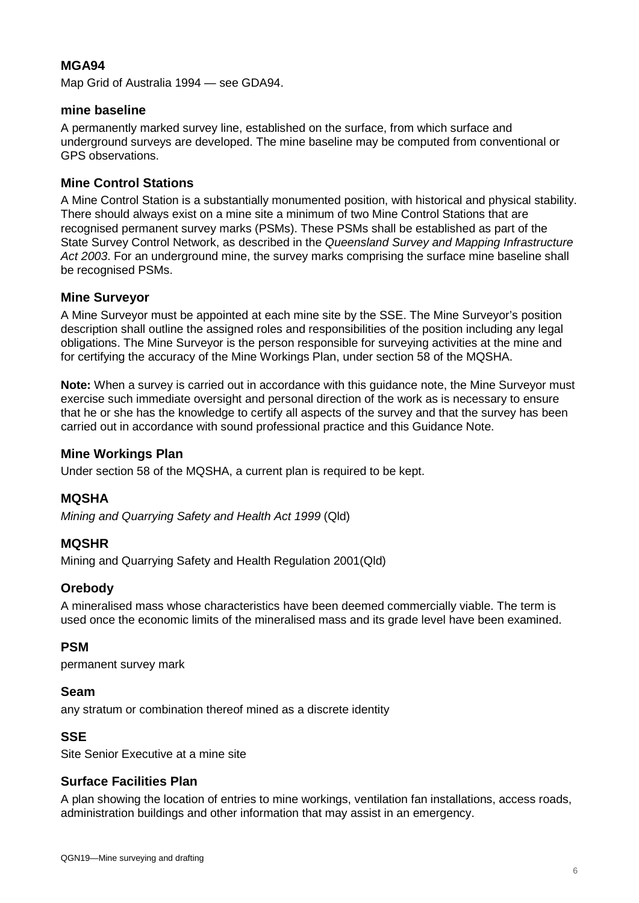### MGA94

Map Grid of Australia 1994 — see GDA94.

### mine baseline

A permanently marked survey line, established on the surface, from which surface and underground surveys are developed. The mine baseline may be computed from conventional or GPS observations.

### Mine Control Stations

A Mine Control Station is a substantially monumented position, with historical and physical stability. There should always exist on a mine site a minimum of two Mine Control Stations that are recognised permanent survey marks (PSMs). These PSMs shall be established as part of the State Survey Control Network, as described in the *Queensland Survey and Mapping Infrastructure Act 2003*. For an underground mine, the survey marks comprising the surface mine baseline shall be recognised PSMs.

### Mine Surveyor

A Mine Surveyor must be appointed at each mine site by the SSE. The Mine Surveyor's position description shall outline the assigned roles and responsibilities of the position including any legal obligations. The Mine Surveyor is the person responsible for surveying activities at the mine and for certifying the accuracy of the Mine Workings Plan, under section 58 of the MQSHA.

**Note:** When a survey is carried out in accordance with this guidance note, the Mine Surveyor must exercise such immediate oversight and personal direction of the work as is necessary to ensure that he or she has the knowledge to certify all aspects of the survey and that the survey has been carried out in accordance with sound professional practice and this Guidance Note.

### Mine Workings Plan

Under section 58 of the MQSHA, a current plan is required to be kept.

### MQSHA

*Mining and Quarrying Safety and Health Act 1999* (Qld)

### MQSHR

Mining and Quarrying Safety and Health Regulation 2001(Qld)

### Orebody

A mineralised mass whose characteristics have been deemed commercially viable. The term is used once the economic limits of the mineralised mass and its grade level have been examined.

### PSM

permanent survey mark

### Seam

any stratum or combination thereof mined as a discrete identity

### SSE

Site Senior Executive at a mine site

### Surface Facilities Plan

A plan showing the location of entries to mine workings, ventilation fan installations, access roads, administration buildings and other information that may assist in an emergency.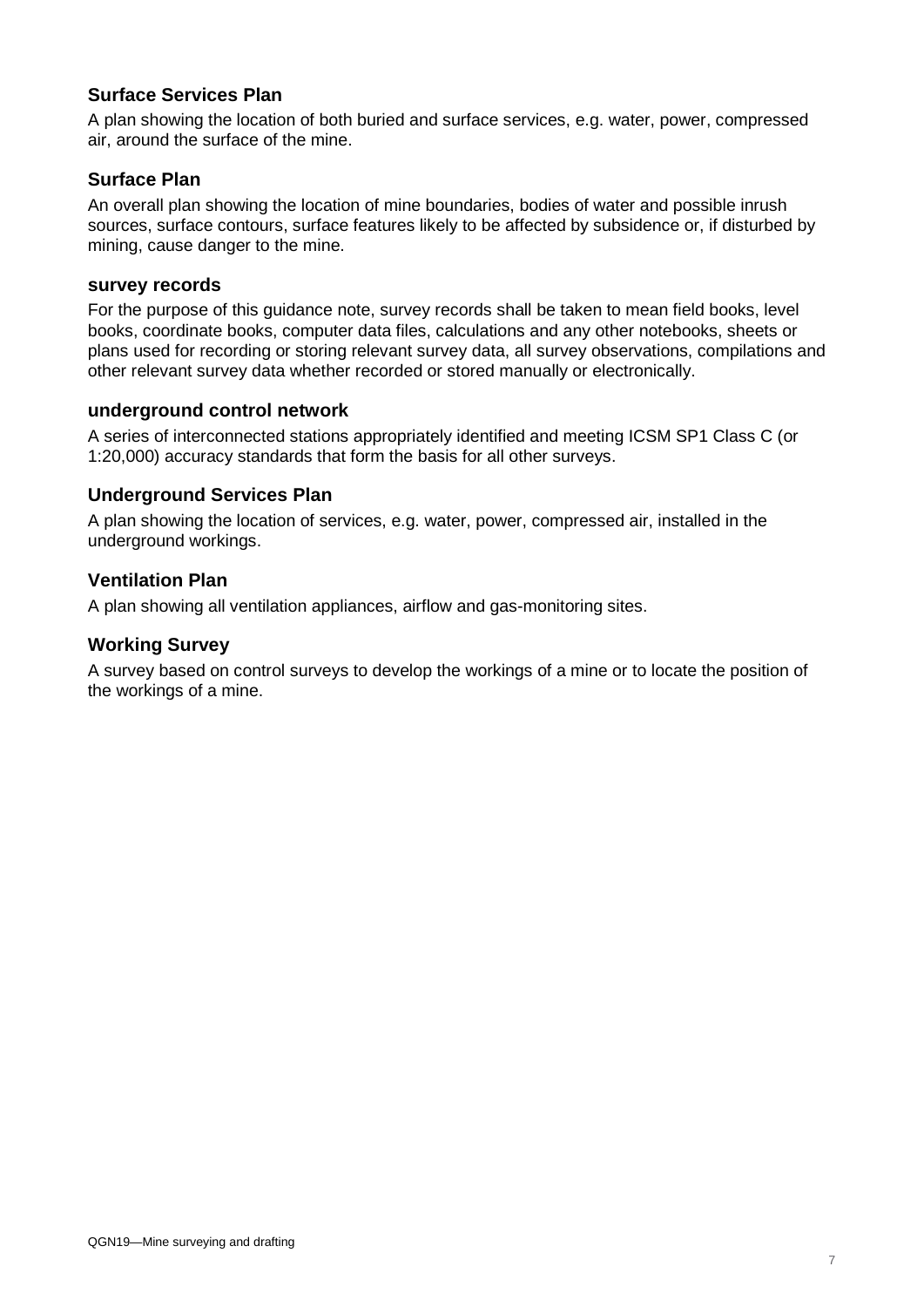### Surface Services Plan

A plan showing the location of both buried and surface services, e.g. water, power, compressed air, around the surface of the mine.

### Surface Plan

An overall plan showing the location of mine boundaries, bodies of water and possible inrush sources, surface contours, surface features likely to be affected by subsidence or, if disturbed by mining, cause danger to the mine.

### survey records

For the purpose of this guidance note, survey records shall be taken to mean field books, level books, coordinate books, computer data files, calculations and any other notebooks, sheets or plans used for recording or storing relevant survey data, all survey observations, compilations and other relevant survey data whether recorded or stored manually or electronically.

### underground control network

A series of interconnected stations appropriately identified and meeting ICSM SP1 Class C (or 1:20,000) accuracy standards that form the basis for all other surveys.

### Underground Services Plan

A plan showing the location of services, e.g. water, power, compressed air, installed in the underground workings.

### Ventilation Plan

A plan showing all ventilation appliances, airflow and gas-monitoring sites.

### Working Survey

A survey based on control surveys to develop the workings of a mine or to locate the position of the workings of a mine.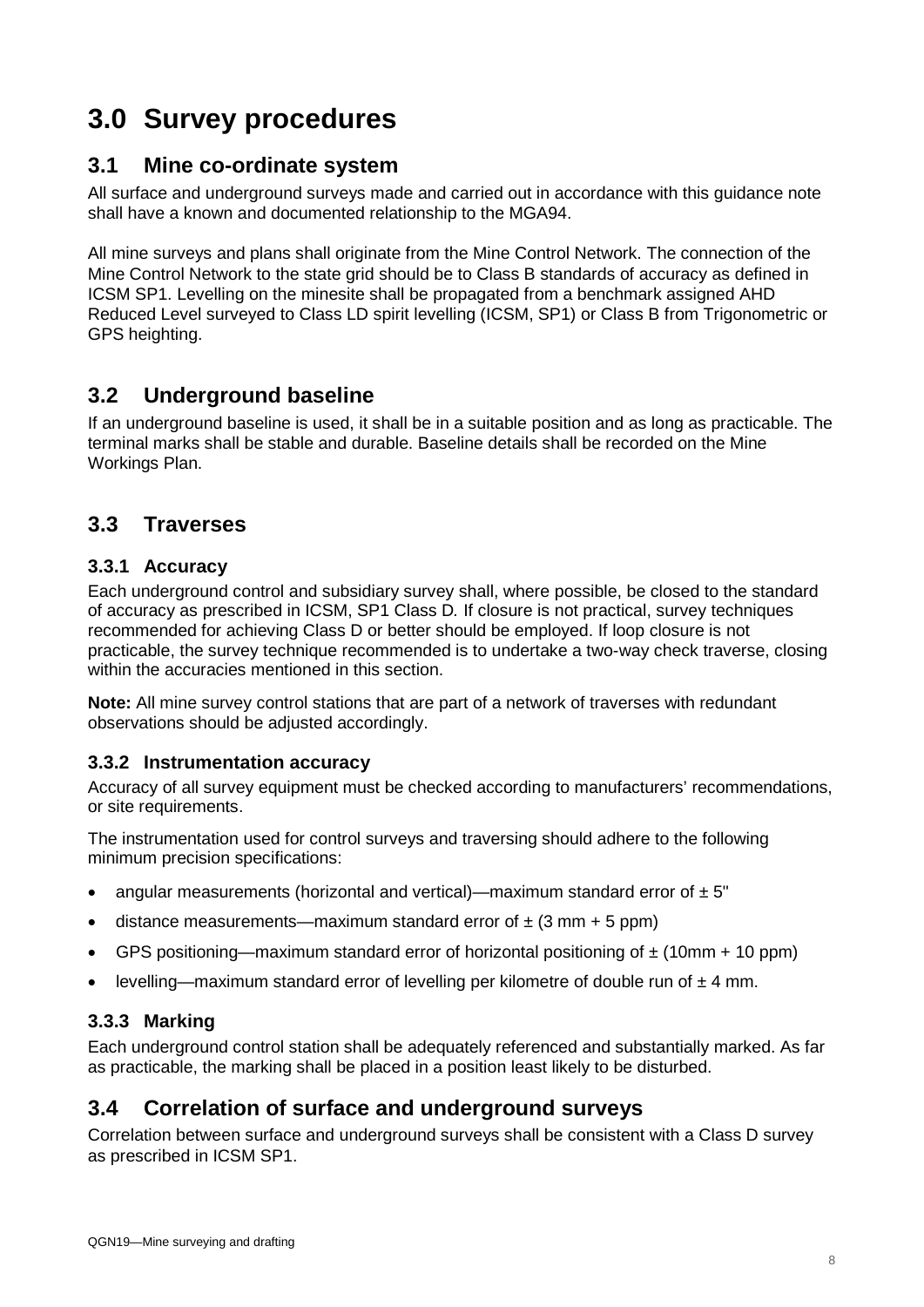# 3.0 Survey procedures

## 3.1 Mine co-ordinate system

All surface and underground surveys made and carried out in accordance with this guidance note shall have a known and documented relationship to the MGA94.

All mine surveys and plans shall originate from the Mine Control Network. The connection of the Mine Control Network to the state grid should be to Class B standards of accuracy as defined in ICSM SP1. Levelling on the minesite shall be propagated from a benchmark assigned AHD Reduced Level surveyed to Class LD spirit levelling (ICSM, SP1) or Class B from Trigonometric or GPS heighting.

## 3.2 Underground baseline

If an underground baseline is used, it shall be in a suitable position and as long as practicable. The terminal marks shall be stable and durable. Baseline details shall be recorded on the Mine Workings Plan.

## 3.3 Traverses

### 3.3.1 Accuracy

Each underground control and subsidiary survey shall, where possible, be closed to the standard of accuracy as prescribed in ICSM, SP1 Class D*.* If closure is not practical, survey techniques recommended for achieving Class D or better should be employed. If loop closure is not practicable, the survey technique recommended is to undertake a two-way check traverse, closing within the accuracies mentioned in this section.

**Note:** All mine survey control stations that are part of a network of traverses with redundant observations should be adjusted accordingly.

### 3.3.2 Instrumentation accuracy

Accuracy of all survey equipment must be checked according to manufacturers' recommendations, or site requirements.

The instrumentation used for control surveys and traversing should adhere to the following minimum precision specifications:

- angular measurements (horizontal and vertical)—maximum standard error of ± 5"
- distance measurements—maximum standard error of ± (3 mm + 5 ppm)
- GPS positioning—maximum standard error of horizontal positioning of ± (10mm + 10 ppm)
- levelling—maximum standard error of levelling per kilometre of double run of ± 4 mm.

### 3.3.3 Marking

Each underground control station shall be adequately referenced and substantially marked. As far as practicable, the marking shall be placed in a position least likely to be disturbed.

## 3.4 Correlation of surface and underground surveys

Correlation between surface and underground surveys shall be consistent with a Class D survey as prescribed in ICSM SP1.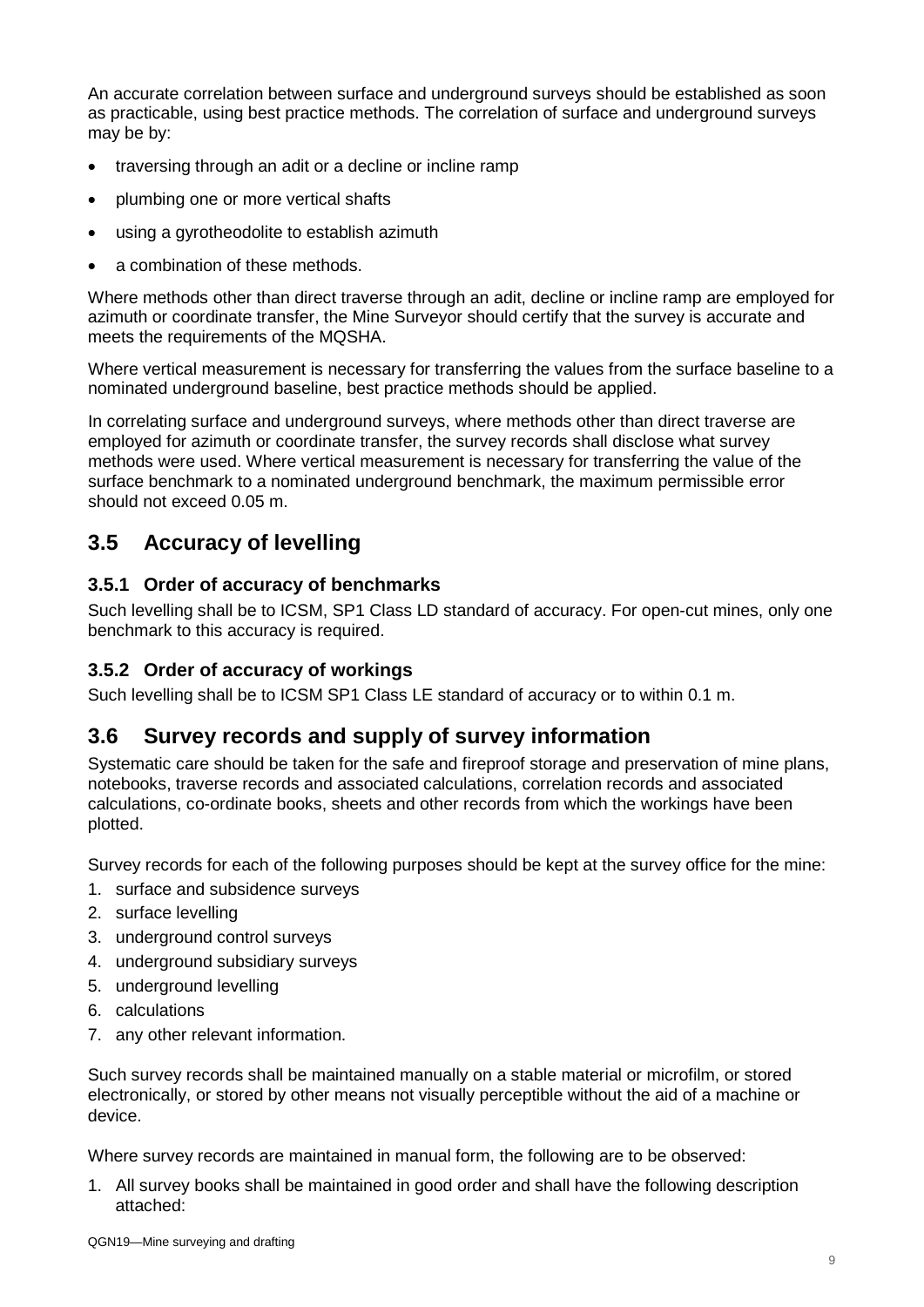An accurate correlation between surface and underground surveys should be established as soon as practicable, using best practice methods. The correlation of surface and underground surveys may be by:

- traversing through an adit or a decline or incline ramp
- plumbing one or more vertical shafts
- using a gyrotheodolite to establish azimuth
- a combination of these methods.

Where methods other than direct traverse through an adit, decline or incline ramp are employed for azimuth or coordinate transfer, the Mine Surveyor should certify that the survey is accurate and meets the requirements of the MQSHA.

Where vertical measurement is necessary for transferring the values from the surface baseline to a nominated underground baseline, best practice methods should be applied.

In correlating surface and underground surveys, where methods other than direct traverse are employed for azimuth or coordinate transfer, the survey records shall disclose what survey methods were used. Where vertical measurement is necessary for transferring the value of the surface benchmark to a nominated underground benchmark, the maximum permissible error should not exceed 0.05 m.

## 3.5 Accuracy of levelling

### 3.5.1 Order of accuracy of benchmarks

Such levelling shall be to ICSM, SP1 Class LD standard of accuracy. For open-cut mines, only one benchmark to this accuracy is required.

### 3.5.2 Order of accuracy of workings

Such levelling shall be to ICSM SP1 Class LE standard of accuracy or to within 0.1 m.

## 3.6 Survey records and supply of survey information

Systematic care should be taken for the safe and fireproof storage and preservation of mine plans, notebooks, traverse records and associated calculations, correlation records and associated calculations, co-ordinate books, sheets and other records from which the workings have been plotted.

Survey records for each of the following purposes should be kept at the survey office for the mine:

1. surface and subsidence surveys
2. surface levelling
3. underground control surveys
4. underground subsidiary surveys
5. underground levelling
6. calculations
7. any other relevant information.

Such survey records shall be maintained manually on a stable material or microfilm, or stored electronically, or stored by other means not visually perceptible without the aid of a machine or device.

Where survey records are maintained in manual form, the following are to be observed:

1. All survey books shall be maintained in good order and shall have the following description attached: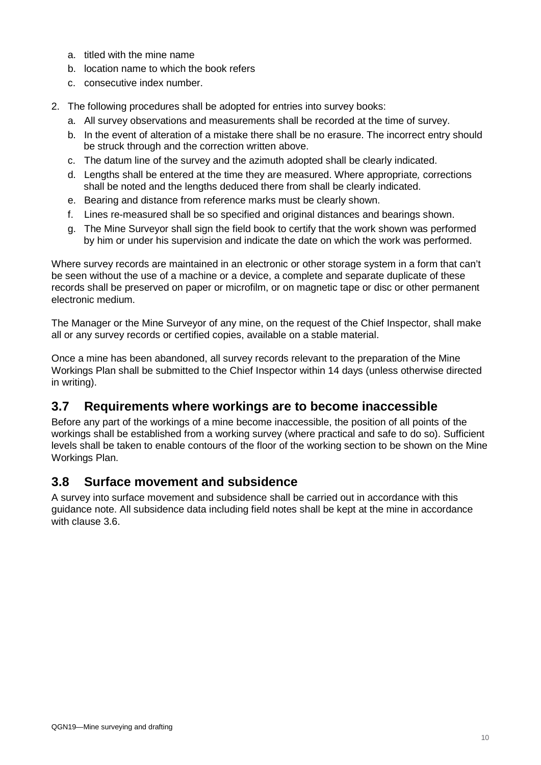a. titled with the mine name
b. location name to which the book refers
c. consecutive index number.

2. The following procedures shall be adopted for entries into survey books:
   a. All survey observations and measurements shall be recorded at the time of survey.
   b. In the event of alteration of a mistake there shall be no erasure. The incorrect entry should be struck through and the correction written above.
   c. The datum line of the survey and the azimuth adopted shall be clearly indicated.
   d. Lengths shall be entered at the time they are measured. Where appropriate, corrections shall be noted and the lengths deduced there from shall be clearly indicated.
   e. Bearing and distance from reference marks must be clearly shown.
   f. Lines re-measured shall be so specified and original distances and bearings shown.
   g. The Mine Surveyor shall sign the field book to certify that the work shown was performed by him or under his supervision and indicate the date on which the work was performed.

Where survey records are maintained in an electronic or other storage system in a form that can't be seen without the use of a machine or a device, a complete and separate duplicate of these records shall be preserved on paper or microfilm, or on magnetic tape or disc or other permanent electronic medium.

The Manager or the Mine Surveyor of any mine, on the request of the Chief Inspector, shall make all or any survey records or certified copies, available on a stable material.

Once a mine has been abandoned, all survey records relevant to the preparation of the Mine Workings Plan shall be submitted to the Chief Inspector within 14 days (unless otherwise directed in writing).

## 3.7 Requirements where workings are to become inaccessible

Before any part of the workings of a mine become inaccessible, the position of all points of the workings shall be established from a working survey (where practical and safe to do so). Sufficient levels shall be taken to enable contours of the floor of the working section to be shown on the Mine Workings Plan.

## 3.8 Surface movement and subsidence

A survey into surface movement and subsidence shall be carried out in accordance with this guidance note. All subsidence data including field notes shall be kept at the mine in accordance with clause 3.6.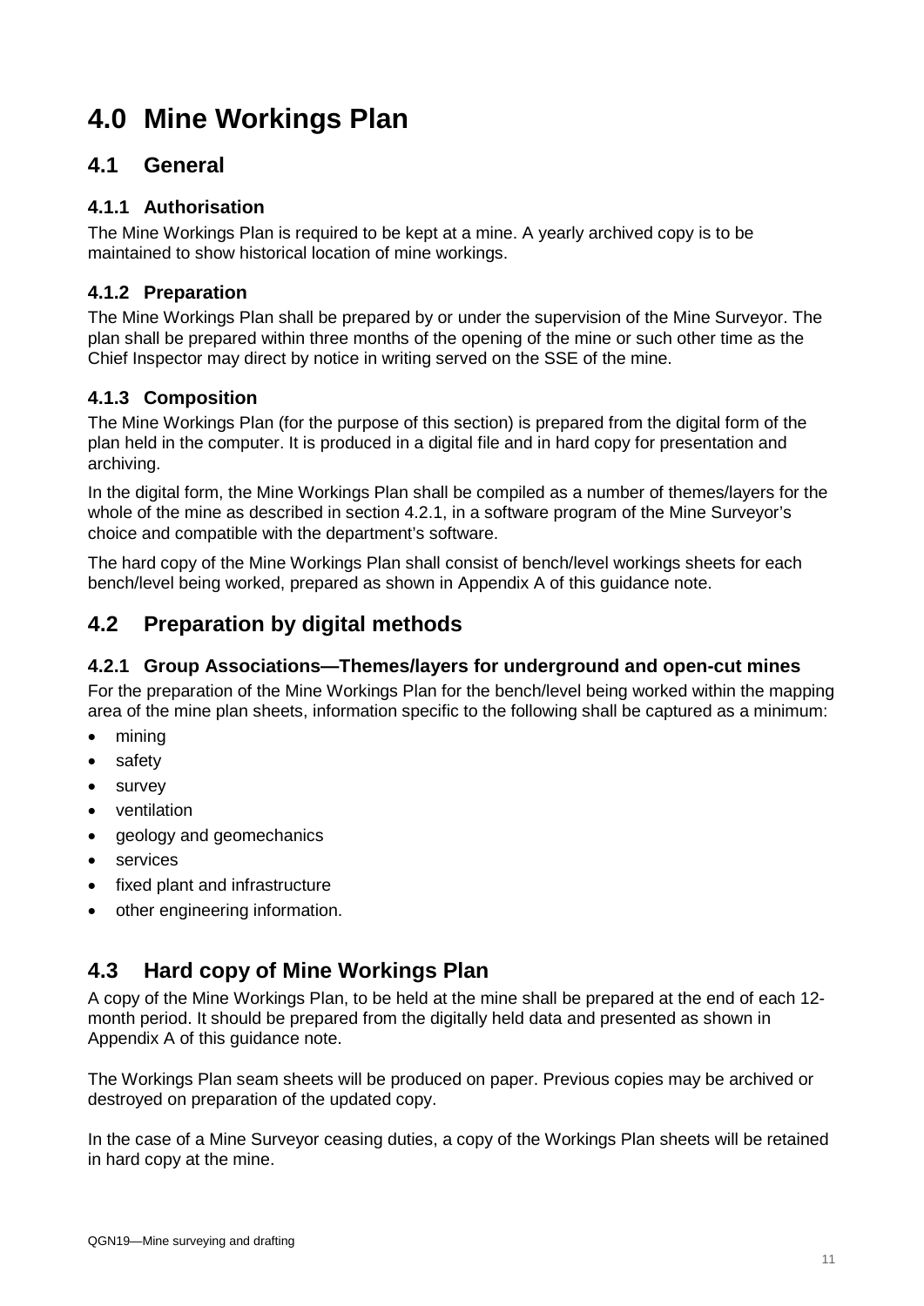# 4.0 Mine Workings Plan

## 4.1 General

### 4.1.1 Authorisation

The Mine Workings Plan is required to be kept at a mine. A yearly archived copy is to be maintained to show historical location of mine workings.

### 4.1.2 Preparation

The Mine Workings Plan shall be prepared by or under the supervision of the Mine Surveyor. The plan shall be prepared within three months of the opening of the mine or such other time as the Chief Inspector may direct by notice in writing served on the SSE of the mine.

### 4.1.3 Composition

The Mine Workings Plan (for the purpose of this section) is prepared from the digital form of the plan held in the computer. It is produced in a digital file and in hard copy for presentation and archiving.

In the digital form, the Mine Workings Plan shall be compiled as a number of themes/layers for the whole of the mine as described in section 4.2.1, in a software program of the Mine Surveyor's choice and compatible with the department's software.

The hard copy of the Mine Workings Plan shall consist of bench/level workings sheets for each bench/level being worked, prepared as shown in Appendix A of this guidance note.

## 4.2 Preparation by digital methods

### 4.2.1 Group Associations—Themes/layers for underground and open-cut mines

For the preparation of the Mine Workings Plan for the bench/level being worked within the mapping area of the mine plan sheets, information specific to the following shall be captured as a minimum:

- mining
- safety
- survey
- ventilation
- geology and geomechanics
- services
- fixed plant and infrastructure
- other engineering information.

## 4.3 Hard copy of Mine Workings Plan

A copy of the Mine Workings Plan, to be held at the mine shall be prepared at the end of each 12-month period. It should be prepared from the digitally held data and presented as shown in Appendix A of this guidance note.

The Workings Plan seam sheets will be produced on paper. Previous copies may be archived or destroyed on preparation of the updated copy.

In the case of a Mine Surveyor ceasing duties, a copy of the Workings Plan sheets will be retained in hard copy at the mine.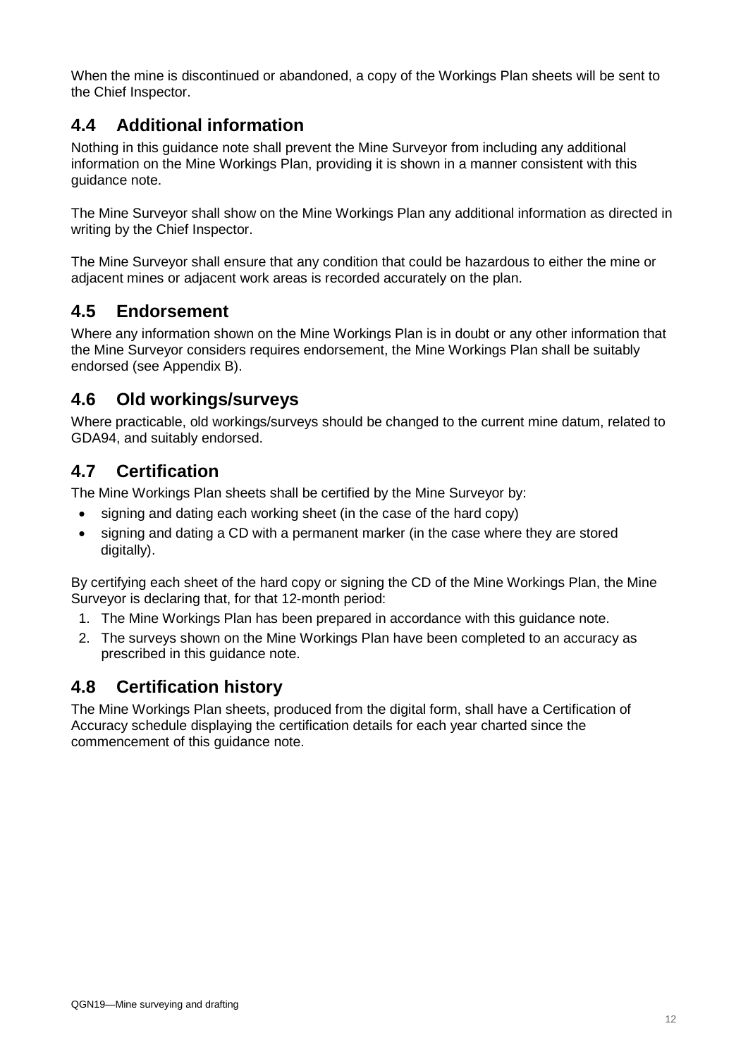When the mine is discontinued or abandoned, a copy of the Workings Plan sheets will be sent to the Chief Inspector.

## 4.4 Additional information

Nothing in this guidance note shall prevent the Mine Surveyor from including any additional information on the Mine Workings Plan, providing it is shown in a manner consistent with this guidance note.

The Mine Surveyor shall show on the Mine Workings Plan any additional information as directed in writing by the Chief Inspector.

The Mine Surveyor shall ensure that any condition that could be hazardous to either the mine or adjacent mines or adjacent work areas is recorded accurately on the plan.

## 4.5 Endorsement

Where any information shown on the Mine Workings Plan is in doubt or any other information that the Mine Surveyor considers requires endorsement, the Mine Workings Plan shall be suitably endorsed (see Appendix B).

## 4.6 Old workings/surveys

Where practicable, old workings/surveys should be changed to the current mine datum, related to GDA94, and suitably endorsed.

## 4.7 Certification

The Mine Workings Plan sheets shall be certified by the Mine Surveyor by:

- signing and dating each working sheet (in the case of the hard copy)
- signing and dating a CD with a permanent marker (in the case where they are stored digitally).

By certifying each sheet of the hard copy or signing the CD of the Mine Workings Plan, the Mine Surveyor is declaring that, for that 12-month period:

1. The Mine Workings Plan has been prepared in accordance with this guidance note.
2. The surveys shown on the Mine Workings Plan have been completed to an accuracy as prescribed in this guidance note.

## 4.8 Certification history

The Mine Workings Plan sheets, produced from the digital form, shall have a Certification of Accuracy schedule displaying the certification details for each year charted since the commencement of this guidance note.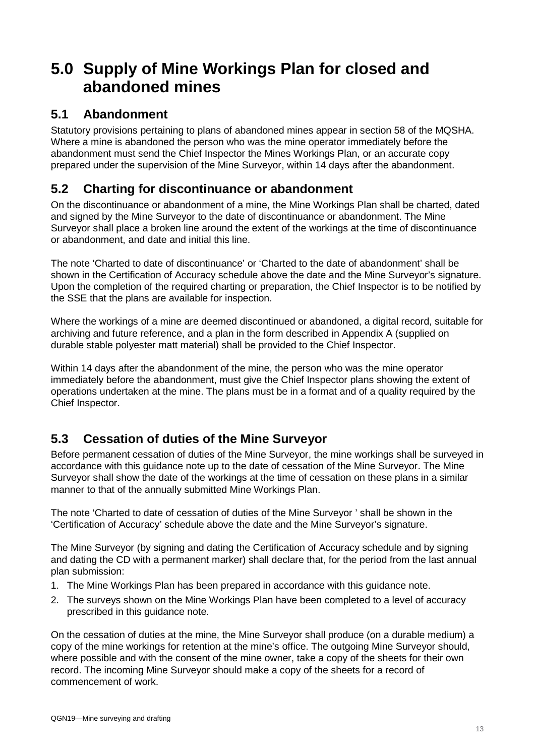# 5.0 Supply of Mine Workings Plan for closed and abandoned mines

## 5.1 Abandonment

Statutory provisions pertaining to plans of abandoned mines appear in section 58 of the MQSHA. Where a mine is abandoned the person who was the mine operator immediately before the abandonment must send the Chief Inspector the Mines Workings Plan, or an accurate copy prepared under the supervision of the Mine Surveyor, within 14 days after the abandonment.

## 5.2 Charting for discontinuance or abandonment

On the discontinuance or abandonment of a mine, the Mine Workings Plan shall be charted, dated and signed by the Mine Surveyor to the date of discontinuance or abandonment. The Mine Surveyor shall place a broken line around the extent of the workings at the time of discontinuance or abandonment, and date and initial this line.

The note 'Charted to date of discontinuance' or 'Charted to the date of abandonment' shall be shown in the Certification of Accuracy schedule above the date and the Mine Surveyor's signature. Upon the completion of the required charting or preparation, the Chief Inspector is to be notified by the SSE that the plans are available for inspection.

Where the workings of a mine are deemed discontinued or abandoned, a digital record, suitable for archiving and future reference, and a plan in the form described in Appendix A (supplied on durable stable polyester matt material) shall be provided to the Chief Inspector.

Within 14 days after the abandonment of the mine, the person who was the mine operator immediately before the abandonment, must give the Chief Inspector plans showing the extent of operations undertaken at the mine. The plans must be in a format and of a quality required by the Chief Inspector.

## 5.3 Cessation of duties of the Mine Surveyor

Before permanent cessation of duties of the Mine Surveyor, the mine workings shall be surveyed in accordance with this guidance note up to the date of cessation of the Mine Surveyor. The Mine Surveyor shall show the date of the workings at the time of cessation on these plans in a similar manner to that of the annually submitted Mine Workings Plan.

The note 'Charted to date of cessation of duties of the Mine Surveyor ' shall be shown in the 'Certification of Accuracy' schedule above the date and the Mine Surveyor's signature.

The Mine Surveyor (by signing and dating the Certification of Accuracy schedule and by signing and dating the CD with a permanent marker) shall declare that, for the period from the last annual plan submission:

1. The Mine Workings Plan has been prepared in accordance with this guidance note.
2. The surveys shown on the Mine Workings Plan have been completed to a level of accuracy prescribed in this guidance note.

On the cessation of duties at the mine, the Mine Surveyor shall produce (on a durable medium) a copy of the mine workings for retention at the mine's office. The outgoing Mine Surveyor should, where possible and with the consent of the mine owner, take a copy of the sheets for their own record. The incoming Mine Surveyor should make a copy of the sheets for a record of commencement of work.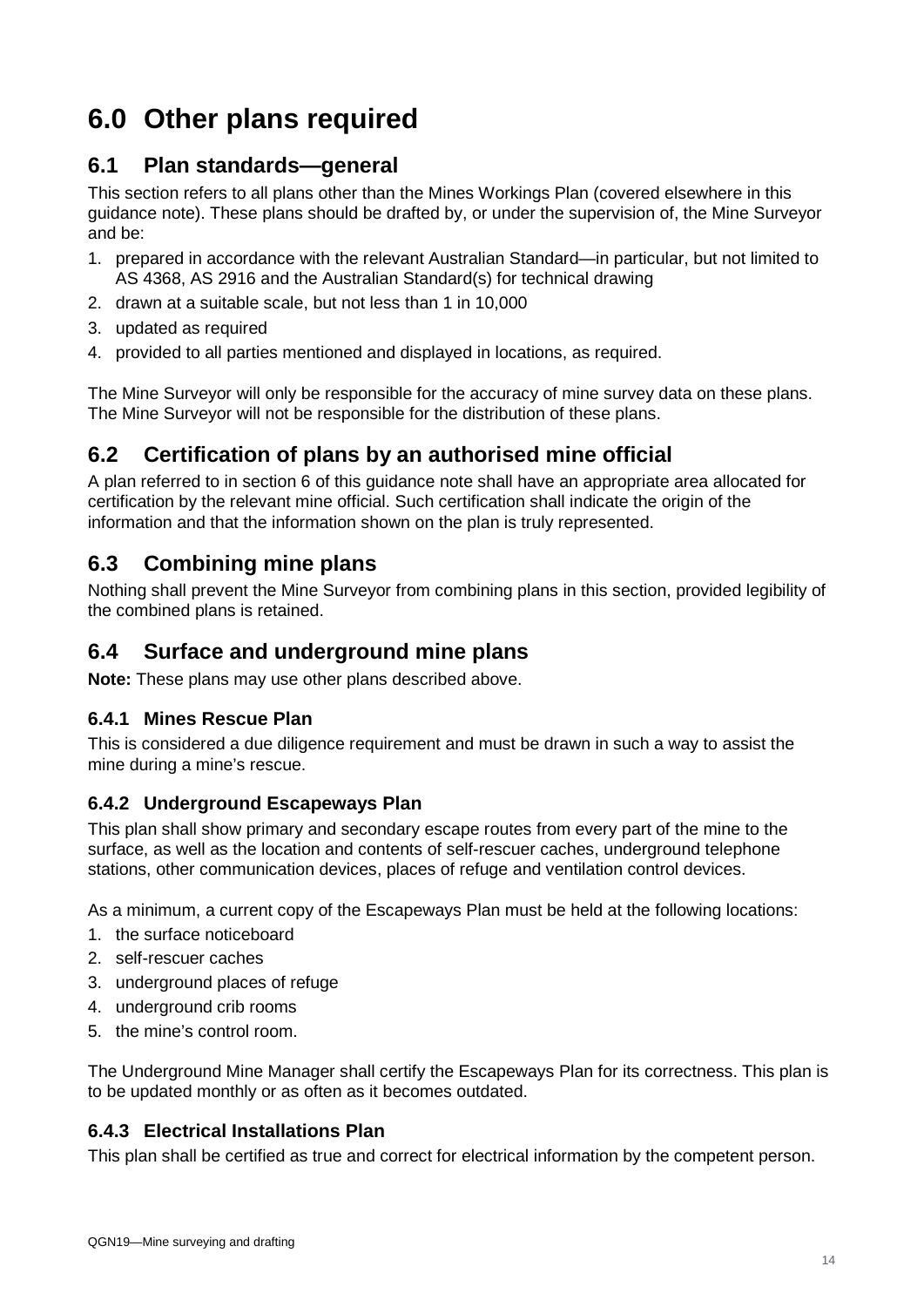# 6.0 Other plans required

## 6.1 Plan standards—general

This section refers to all plans other than the Mines Workings Plan (covered elsewhere in this guidance note). These plans should be drafted by, or under the supervision of, the Mine Surveyor and be:

1. prepared in accordance with the relevant Australian Standard—in particular, but not limited to AS 4368, AS 2916 and the Australian Standard(s) for technical drawing
2. drawn at a suitable scale, but not less than 1 in 10,000
3. updated as required
4. provided to all parties mentioned and displayed in locations, as required.

The Mine Surveyor will only be responsible for the accuracy of mine survey data on these plans. The Mine Surveyor will not be responsible for the distribution of these plans.

## 6.2 Certification of plans by an authorised mine official

A plan referred to in section 6 of this guidance note shall have an appropriate area allocated for certification by the relevant mine official. Such certification shall indicate the origin of the information and that the information shown on the plan is truly represented.

## 6.3 Combining mine plans

Nothing shall prevent the Mine Surveyor from combining plans in this section, provided legibility of the combined plans is retained.

## 6.4 Surface and underground mine plans

**Note:** These plans may use other plans described above.

### 6.4.1 Mines Rescue Plan

This is considered a due diligence requirement and must be drawn in such a way to assist the mine during a mine's rescue.

### 6.4.2 Underground Escapeways Plan

This plan shall show primary and secondary escape routes from every part of the mine to the surface, as well as the location and contents of self-rescuer caches, underground telephone stations, other communication devices, places of refuge and ventilation control devices.

As a minimum, a current copy of the Escapeways Plan must be held at the following locations:

1. the surface noticeboard
2. self-rescuer caches
3. underground places of refuge
4. underground crib rooms
5. the mine's control room.

The Underground Mine Manager shall certify the Escapeways Plan for its correctness. This plan is to be updated monthly or as often as it becomes outdated.

### 6.4.3 Electrical Installations Plan

This plan shall be certified as true and correct for electrical information by the competent person.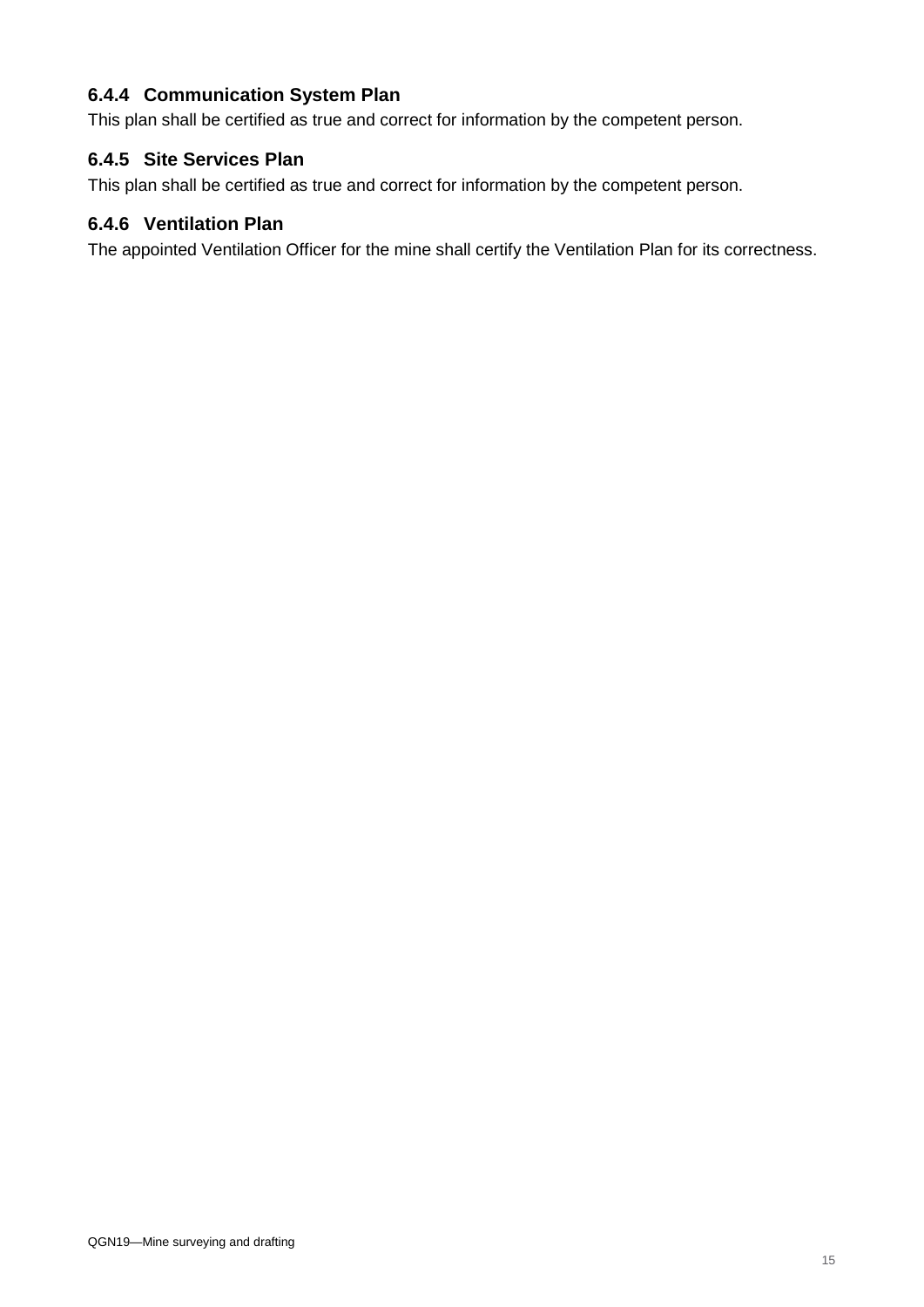### 6.4.4 Communication System Plan

This plan shall be certified as true and correct for information by the competent person.

### 6.4.5 Site Services Plan

This plan shall be certified as true and correct for information by the competent person.

### 6.4.6 Ventilation Plan

The appointed Ventilation Officer for the mine shall certify the Ventilation Plan for its correctness.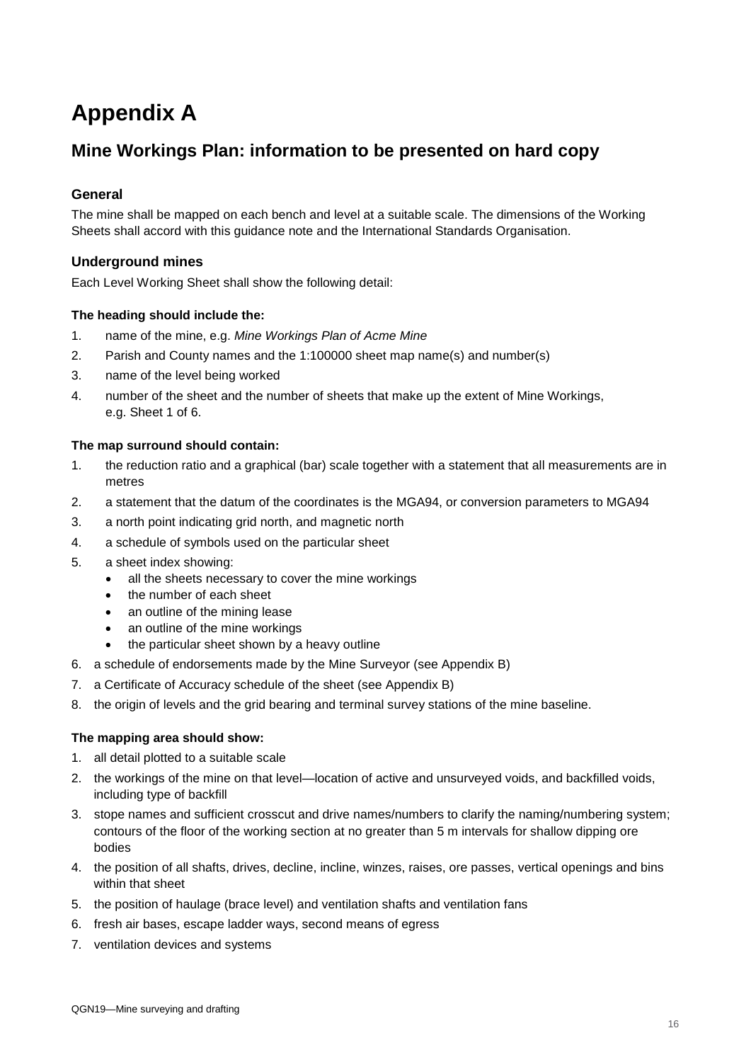# Appendix A

## Mine Workings Plan: information to be presented on hard copy

### General

The mine shall be mapped on each bench and level at a suitable scale. The dimensions of the Working Sheets shall accord with this guidance note and the International Standards Organisation.

### Underground mines

Each Level Working Sheet shall show the following detail:

**The heading should include the:**

1. name of the mine, e.g. *Mine Workings Plan of Acme Mine*
2. Parish and County names and the 1:100000 sheet map name(s) and number(s)
3. name of the level being worked
4. number of the sheet and the number of sheets that make up the extent of Mine Workings, e.g. Sheet 1 of 6.

**The map surround should contain:**

1. the reduction ratio and a graphical (bar) scale together with a statement that all measurements are in metres
2. a statement that the datum of the coordinates is the MGA94, or conversion parameters to MGA94
3. a north point indicating grid north, and magnetic north
4. a schedule of symbols used on the particular sheet
5. a sheet index showing:
   - all the sheets necessary to cover the mine workings
   - the number of each sheet
   - an outline of the mining lease
   - an outline of the mine workings
   - the particular sheet shown by a heavy outline
6. a schedule of endorsements made by the Mine Surveyor (see Appendix B)
7. a Certificate of Accuracy schedule of the sheet (see Appendix B)
8. the origin of levels and the grid bearing and terminal survey stations of the mine baseline.

**The mapping area should show:**

1. all detail plotted to a suitable scale
2. the workings of the mine on that level—location of active and unsurveyed voids, and backfilled voids, including type of backfill
3. stope names and sufficient crosscut and drive names/numbers to clarify the naming/numbering system; contours of the floor of the working section at no greater than 5 m intervals for shallow dipping ore bodies
4. the position of all shafts, drives, decline, incline, winzes, raises, ore passes, vertical openings and bins within that sheet
5. the position of haulage (brace level) and ventilation shafts and ventilation fans
6. fresh air bases, escape ladder ways, second means of egress
7. ventilation devices and systems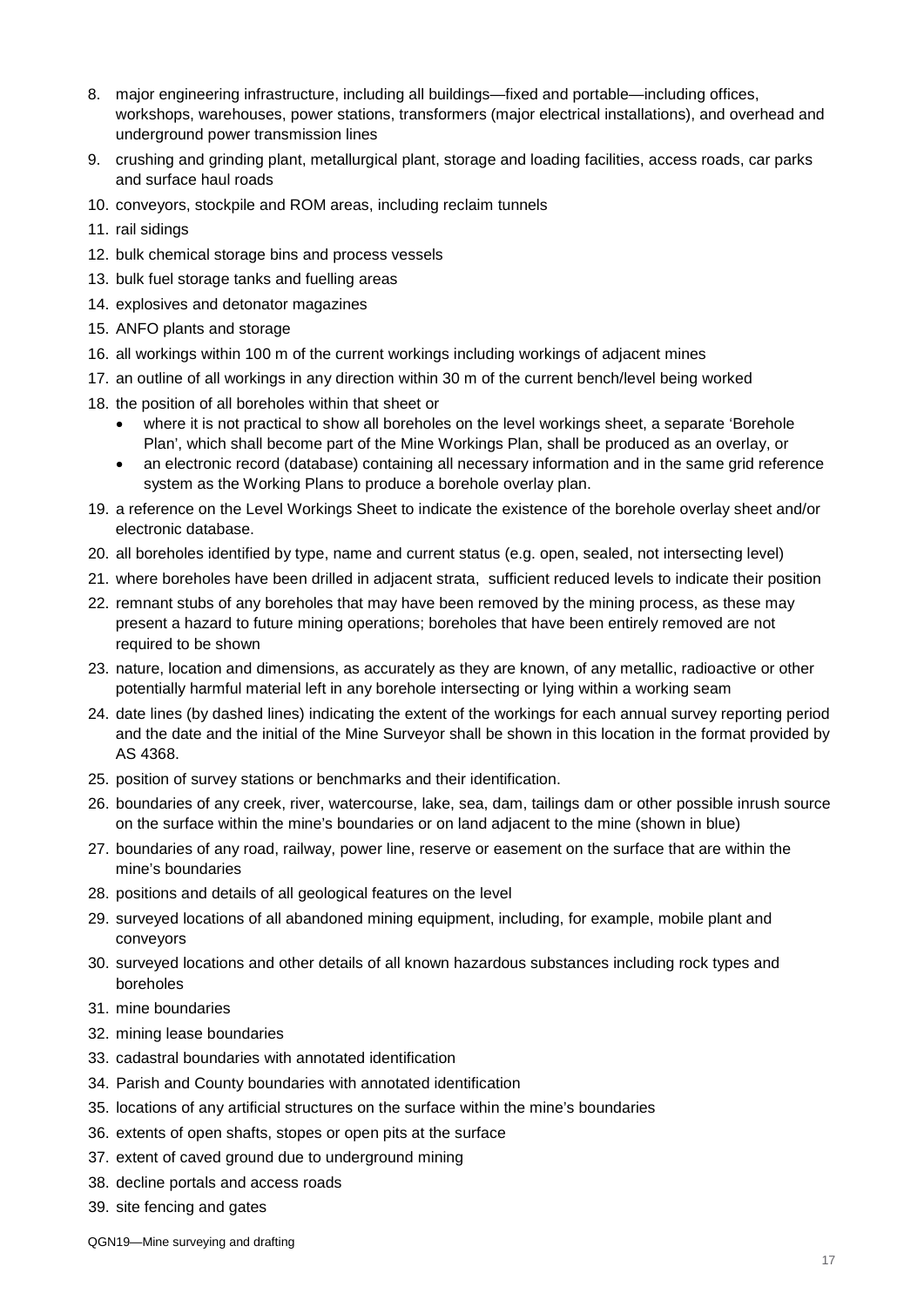8. major engineering infrastructure, including all buildings—fixed and portable—including offices, workshops, warehouses, power stations, transformers (major electrical installations), and overhead and underground power transmission lines
9. crushing and grinding plant, metallurgical plant, storage and loading facilities, access roads, car parks and surface haul roads
10. conveyors, stockpile and ROM areas, including reclaim tunnels
11. rail sidings
12. bulk chemical storage bins and process vessels
13. bulk fuel storage tanks and fuelling areas
14. explosives and detonator magazines
15. ANFO plants and storage
16. all workings within 100 m of the current workings including workings of adjacent mines
17. an outline of all workings in any direction within 30 m of the current bench/level being worked
18. the position of all boreholes within that sheet or
    - where it is not practical to show all boreholes on the level workings sheet, a separate 'Borehole Plan', which shall become part of the Mine Workings Plan, shall be produced as an overlay, or
    - an electronic record (database) containing all necessary information and in the same grid reference system as the Working Plans to produce a borehole overlay plan.
19. a reference on the Level Workings Sheet to indicate the existence of the borehole overlay sheet and/or electronic database.
20. all boreholes identified by type, name and current status (e.g. open, sealed, not intersecting level)
21. where boreholes have been drilled in adjacent strata, sufficient reduced levels to indicate their position
22. remnant stubs of any boreholes that may have been removed by the mining process, as these may present a hazard to future mining operations; boreholes that have been entirely removed are not required to be shown
23. nature, location and dimensions, as accurately as they are known, of any metallic, radioactive or other potentially harmful material left in any borehole intersecting or lying within a working seam
24. date lines (by dashed lines) indicating the extent of the workings for each annual survey reporting period and the date and the initial of the Mine Surveyor shall be shown in this location in the format provided by AS 4368.
25. position of survey stations or benchmarks and their identification.
26. boundaries of any creek, river, watercourse, lake, sea, dam, tailings dam or other possible inrush source on the surface within the mine's boundaries or on land adjacent to the mine (shown in blue)
27. boundaries of any road, railway, power line, reserve or easement on the surface that are within the mine's boundaries
28. positions and details of all geological features on the level
29. surveyed locations of all abandoned mining equipment, including, for example, mobile plant and conveyors
30. surveyed locations and other details of all known hazardous substances including rock types and boreholes
31. mine boundaries
32. mining lease boundaries
33. cadastral boundaries with annotated identification
34. Parish and County boundaries with annotated identification
35. locations of any artificial structures on the surface within the mine's boundaries
36. extents of open shafts, stopes or open pits at the surface
37. extent of caved ground due to underground mining
38. decline portals and access roads
39. site fencing and gates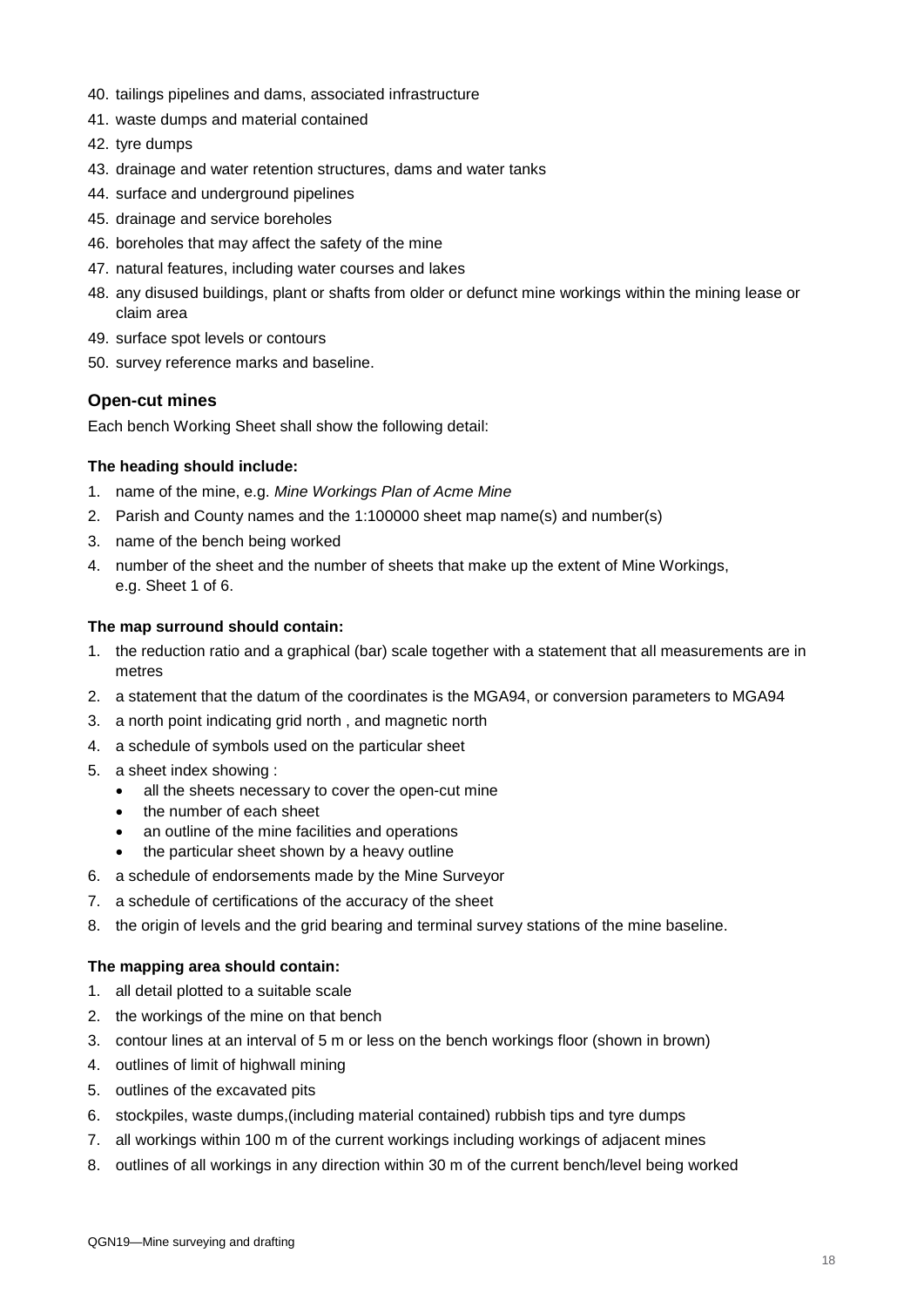40. tailings pipelines and dams, associated infrastructure
41. waste dumps and material contained
42. tyre dumps
43. drainage and water retention structures, dams and water tanks
44. surface and underground pipelines
45. drainage and service boreholes
46. boreholes that may affect the safety of the mine
47. natural features, including water courses and lakes
48. any disused buildings, plant or shafts from older or defunct mine workings within the mining lease or claim area
49. surface spot levels or contours
50. survey reference marks and baseline.

### Open-cut mines

Each bench Working Sheet shall show the following detail:

**The heading should include:**

1. name of the mine, e.g. *Mine Workings Plan of Acme Mine*
2. Parish and County names and the 1:100000 sheet map name(s) and number(s)
3. name of the bench being worked
4. number of the sheet and the number of sheets that make up the extent of Mine Workings, e.g. Sheet 1 of 6.

**The map surround should contain:**

1. the reduction ratio and a graphical (bar) scale together with a statement that all measurements are in metres
2. a statement that the datum of the coordinates is the MGA94, or conversion parameters to MGA94
3. a north point indicating grid north , and magnetic north
4. a schedule of symbols used on the particular sheet
5. a sheet index showing :
   - all the sheets necessary to cover the open-cut mine
   - the number of each sheet
   - an outline of the mine facilities and operations
   - the particular sheet shown by a heavy outline
6. a schedule of endorsements made by the Mine Surveyor
7. a schedule of certifications of the accuracy of the sheet
8. the origin of levels and the grid bearing and terminal survey stations of the mine baseline.

**The mapping area should contain:**

1. all detail plotted to a suitable scale
2. the workings of the mine on that bench
3. contour lines at an interval of 5 m or less on the bench workings floor (shown in brown)
4. outlines of limit of highwall mining
5. outlines of the excavated pits
6. stockpiles, waste dumps,(including material contained) rubbish tips and tyre dumps
7. all workings within 100 m of the current workings including workings of adjacent mines
8. outlines of all workings in any direction within 30 m of the current bench/level being worked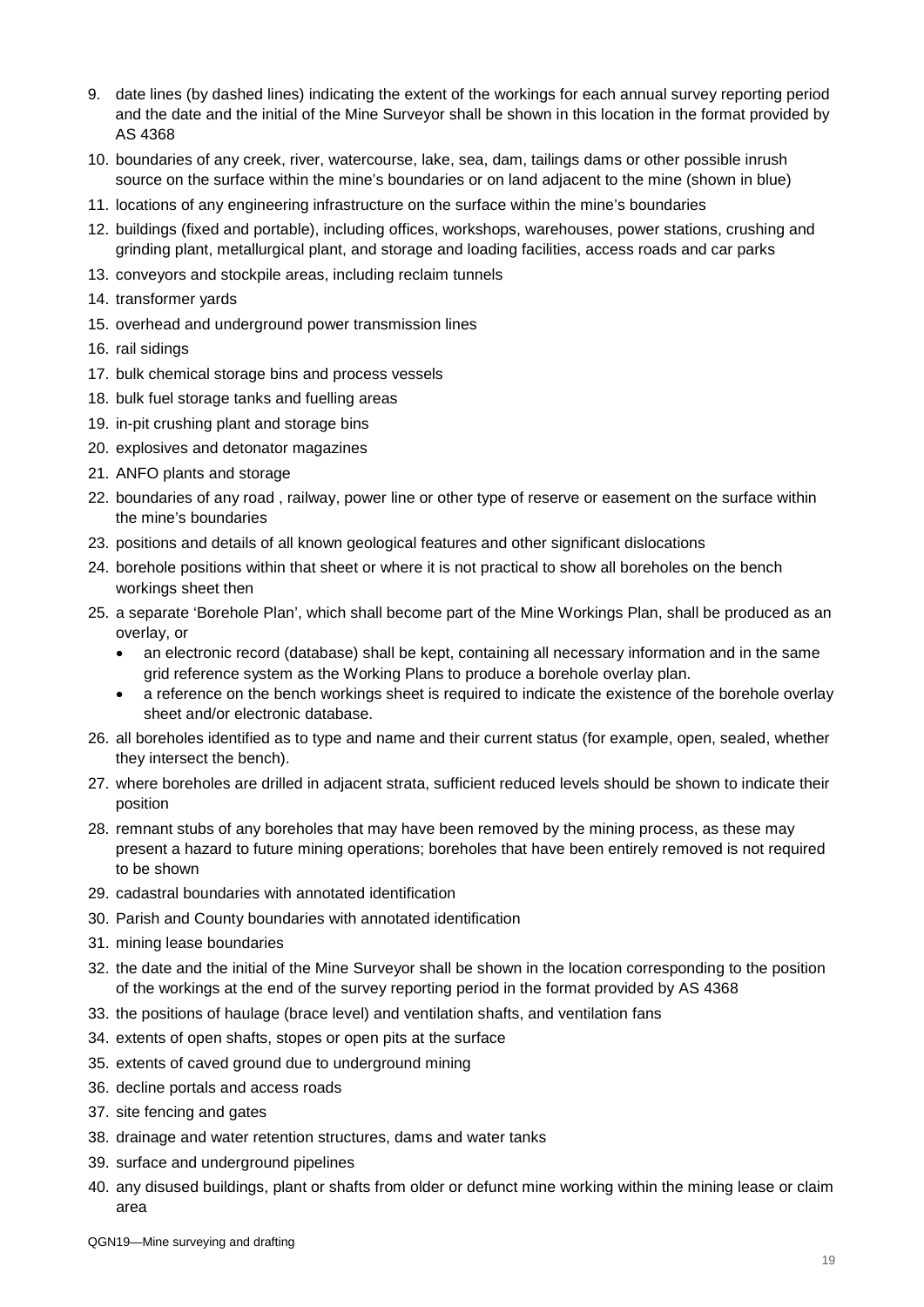9. date lines (by dashed lines) indicating the extent of the workings for each annual survey reporting period and the date and the initial of the Mine Surveyor shall be shown in this location in the format provided by AS 4368
10. boundaries of any creek, river, watercourse, lake, sea, dam, tailings dams or other possible inrush source on the surface within the mine's boundaries or on land adjacent to the mine (shown in blue)
11. locations of any engineering infrastructure on the surface within the mine's boundaries
12. buildings (fixed and portable), including offices, workshops, warehouses, power stations, crushing and grinding plant, metallurgical plant, and storage and loading facilities, access roads and car parks
13. conveyors and stockpile areas, including reclaim tunnels
14. transformer yards
15. overhead and underground power transmission lines
16. rail sidings
17. bulk chemical storage bins and process vessels
18. bulk fuel storage tanks and fuelling areas
19. in-pit crushing plant and storage bins
20. explosives and detonator magazines
21. ANFO plants and storage
22. boundaries of any road , railway, power line or other type of reserve or easement on the surface within the mine's boundaries
23. positions and details of all known geological features and other significant dislocations
24. borehole positions within that sheet or where it is not practical to show all boreholes on the bench workings sheet then
25. a separate 'Borehole Plan', which shall become part of the Mine Workings Plan, shall be produced as an overlay, or
    - an electronic record (database) shall be kept, containing all necessary information and in the same grid reference system as the Working Plans to produce a borehole overlay plan.
    - a reference on the bench workings sheet is required to indicate the existence of the borehole overlay sheet and/or electronic database.
26. all boreholes identified as to type and name and their current status (for example, open, sealed, whether they intersect the bench).
27. where boreholes are drilled in adjacent strata, sufficient reduced levels should be shown to indicate their position
28. remnant stubs of any boreholes that may have been removed by the mining process, as these may present a hazard to future mining operations; boreholes that have been entirely removed is not required to be shown
29. cadastral boundaries with annotated identification
30. Parish and County boundaries with annotated identification
31. mining lease boundaries
32. the date and the initial of the Mine Surveyor shall be shown in the location corresponding to the position of the workings at the end of the survey reporting period in the format provided by AS 4368
33. the positions of haulage (brace level) and ventilation shafts, and ventilation fans
34. extents of open shafts, stopes or open pits at the surface
35. extents of caved ground due to underground mining
36. decline portals and access roads
37. site fencing and gates
38. drainage and water retention structures, dams and water tanks
39. surface and underground pipelines
40. any disused buildings, plant or shafts from older or defunct mine working within the mining lease or claim area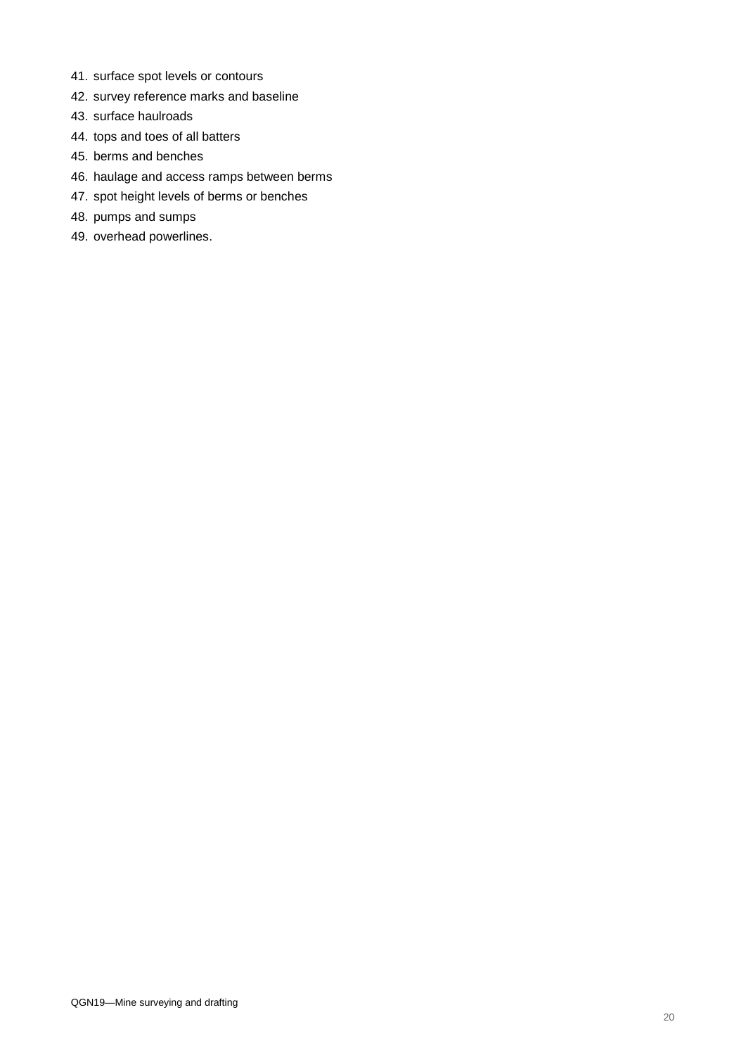41. surface spot levels or contours
42. survey reference marks and baseline
43. surface haulroads
44. tops and toes of all batters
45. berms and benches
46. haulage and access ramps between berms
47. spot height levels of berms or benches
48. pumps and sumps
49. overhead powerlines.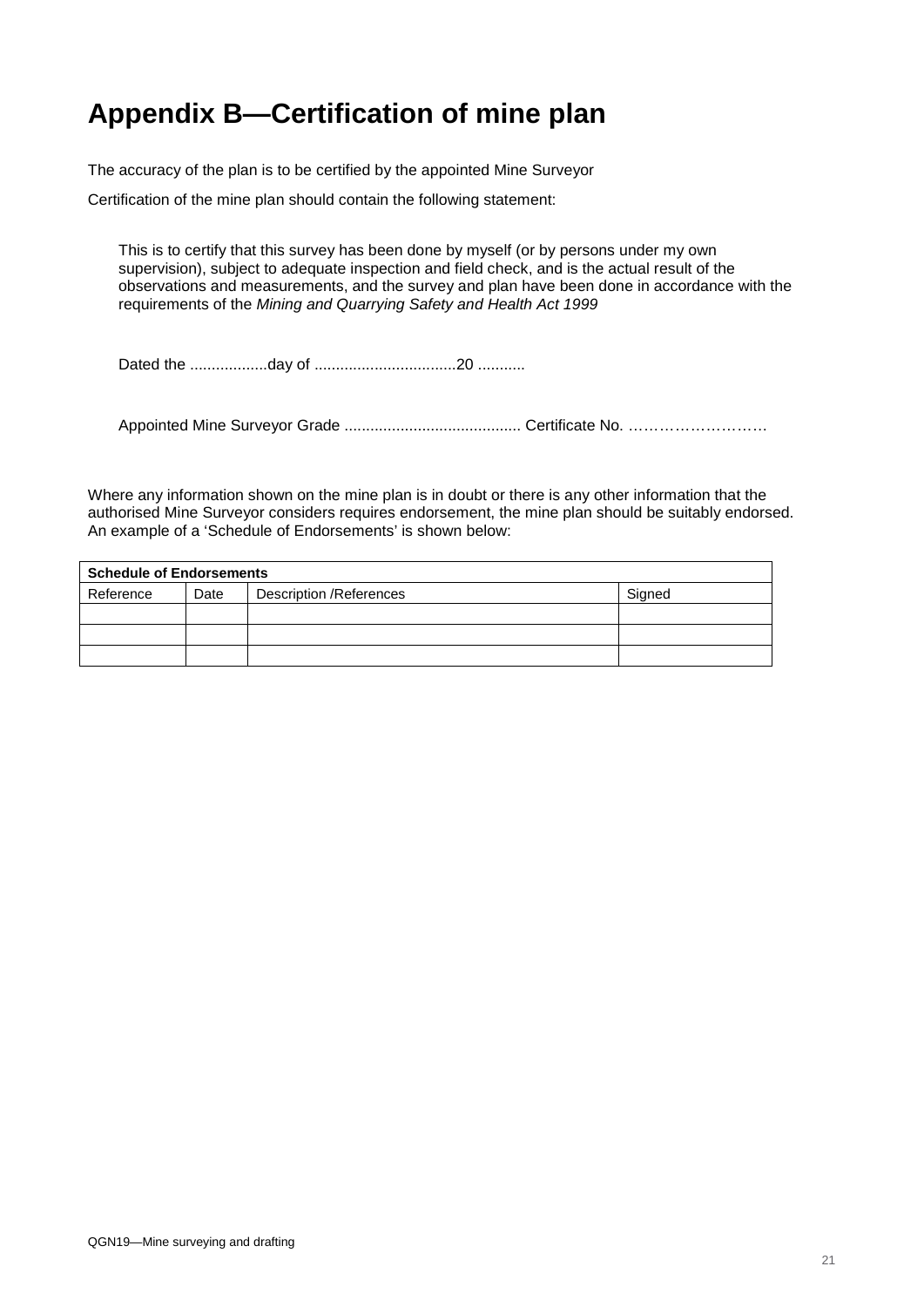# Appendix B—Certification of mine plan

The accuracy of the plan is to be certified by the appointed Mine Surveyor

Certification of the mine plan should contain the following statement:

> This is to certify that this survey has been done by myself (or by persons under my own supervision), subject to adequate inspection and field check, and is the actual result of the observations and measurements, and the survey and plan have been done in accordance with the requirements of the *Mining and Quarrying Safety and Health Act 1999*
>
> Dated the ..................day of ................................20 ...........
>
> Appointed Mine Surveyor Grade ......................................... Certificate No. ………………………

Where any information shown on the mine plan is in doubt or there is any other information that the authorised Mine Surveyor considers requires endorsement, the mine plan should be suitably endorsed. An example of a 'Schedule of Endorsements' is shown below:

| **Schedule of Endorsements** | | | |
|---|---|---|---|
| Reference | Date | Description /References | Signed |
| | | | |
| | | | |
| | | | |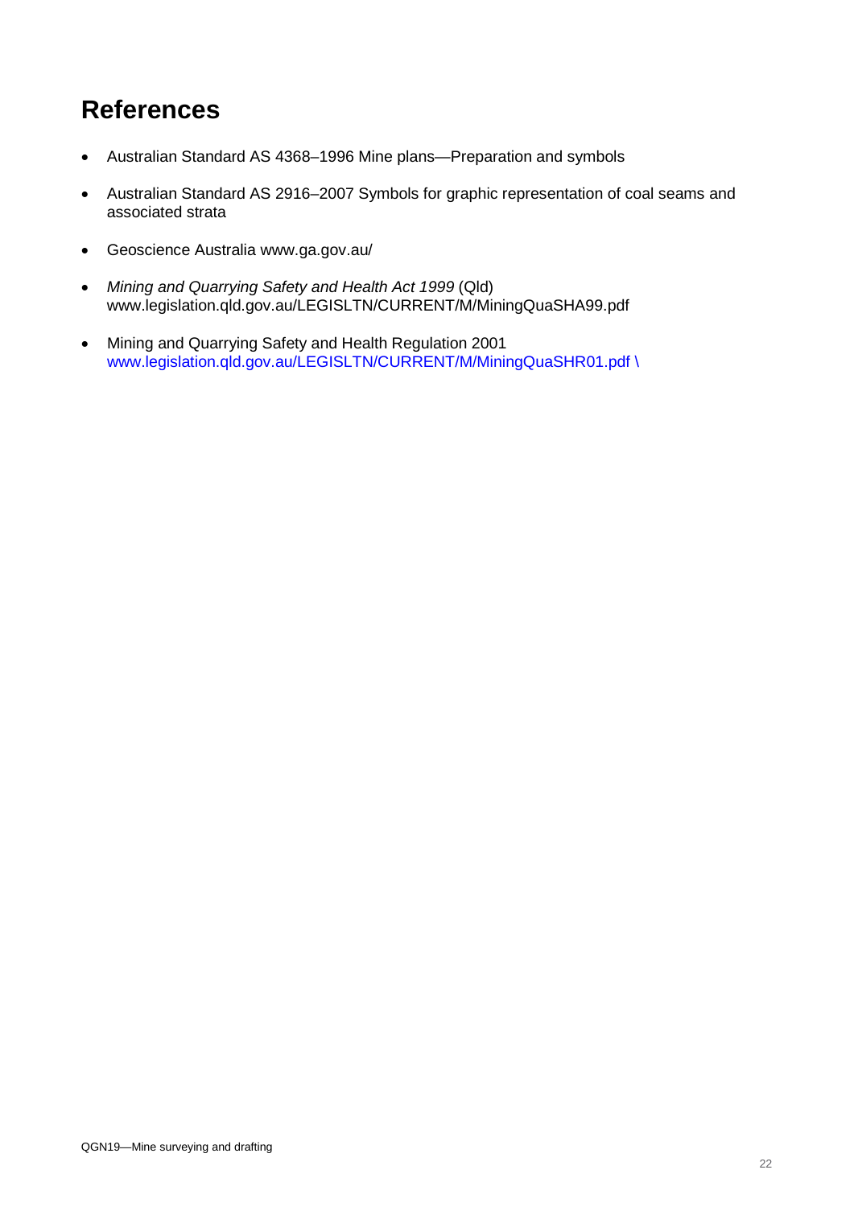# References

- Australian Standard AS 4368–1996 Mine plans—Preparation and symbols
- Australian Standard AS 2916–2007 Symbols for graphic representation of coal seams and associated strata
- Geoscience Australia www.ga.gov.au/
- *Mining and Quarrying Safety and Health Act 1999* (Qld) www.legislation.qld.gov.au/LEGISLTN/CURRENT/M/MiningQuaSHA99.pdf
- Mining and Quarrying Safety and Health Regulation 2001 www.legislation.qld.gov.au/LEGISLTN/CURRENT/M/MiningQuaSHR01.pdf \